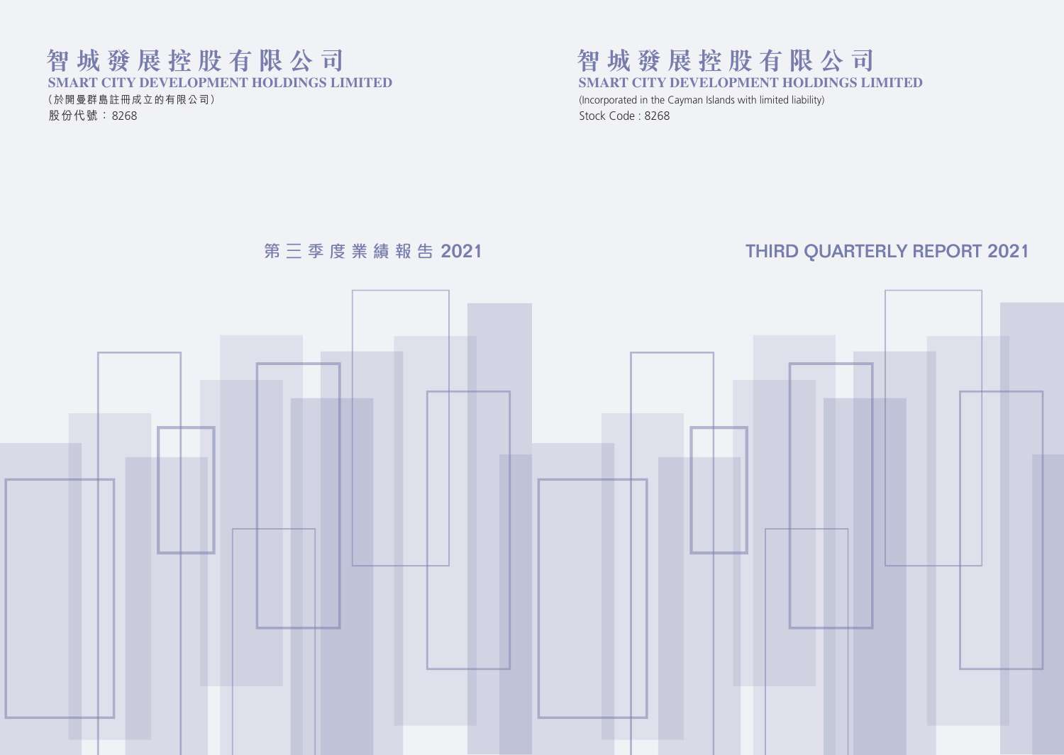# 智城發展控股有限公司

**SMART CITY DEVELOPMENT HOLDINGS LIMITED**

（於開曼群島註冊成立的有限公司）

股份代號：8268

## 第三季度業績報告 2021

# 智城發展控股有限公司

**SMART CITY DEVELOPMENT HOLDINGS LIMITED**

(Incorporated in the Cayman Islands with limited liability)

Stock Code : 8268

## THIRD QUARTERLY REPORT 2021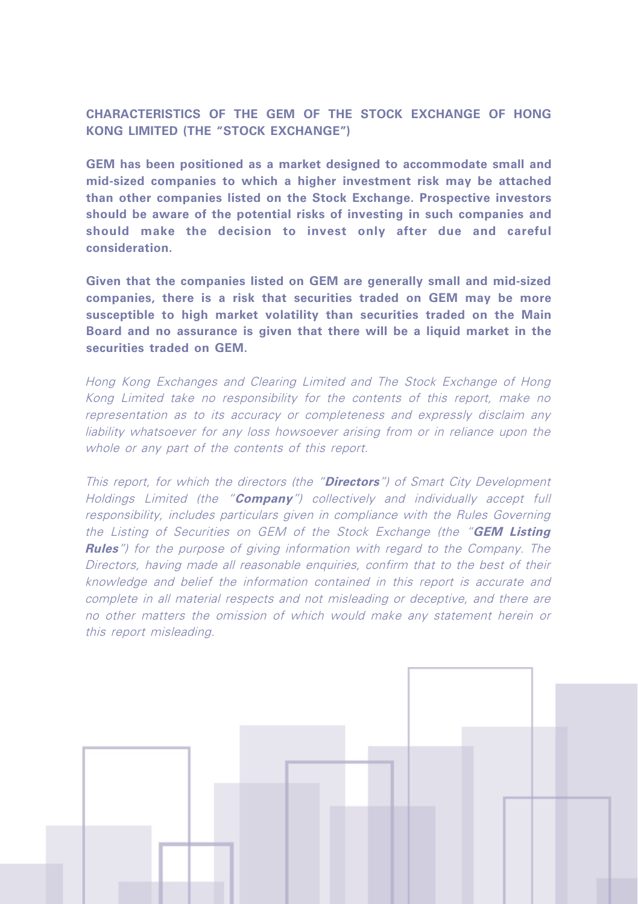## CHARACTERISTICS OF THE GEM OF THE STOCK EXCHANGE OF HONG KONG LIMITED (THE "STOCK EXCHANGE")

**GEM has been positioned as a market designed to accommodate small and mid-sized companies to which a higher investment risk may be attached than other companies listed on the Stock Exchange. Prospective investors should be aware of the potential risks of investing in such companies and should make the decision to invest only after due and careful consideration.**

**Given that the companies listed on GEM are generally small and mid-sized companies, there is a risk that securities traded on GEM may be more susceptible to high market volatility than securities traded on the Main Board and no assurance is given that there will be a liquid market in the securities traded on GEM.**

*Hong Kong Exchanges and Clearing Limited and The Stock Exchange of Hong Kong Limited take no responsibility for the contents of this report, make no representation as to its accuracy or completeness and expressly disclaim any liability whatsoever for any loss howsoever arising from or in reliance upon the whole or any part of the contents of this report.*

*This report, for which the directors (the "**Directors**") of Smart City Development Holdings Limited (the "**Company**") collectively and individually accept full responsibility, includes particulars given in compliance with the Rules Governing the Listing of Securities on GEM of the Stock Exchange (the "**GEM Listing Rules**") for the purpose of giving information with regard to the Company. The Directors, having made all reasonable enquiries, confirm that to the best of their knowledge and belief the information contained in this report is accurate and complete in all material respects and not misleading or deceptive, and there are no other matters the omission of which would make any statement herein or this report misleading.*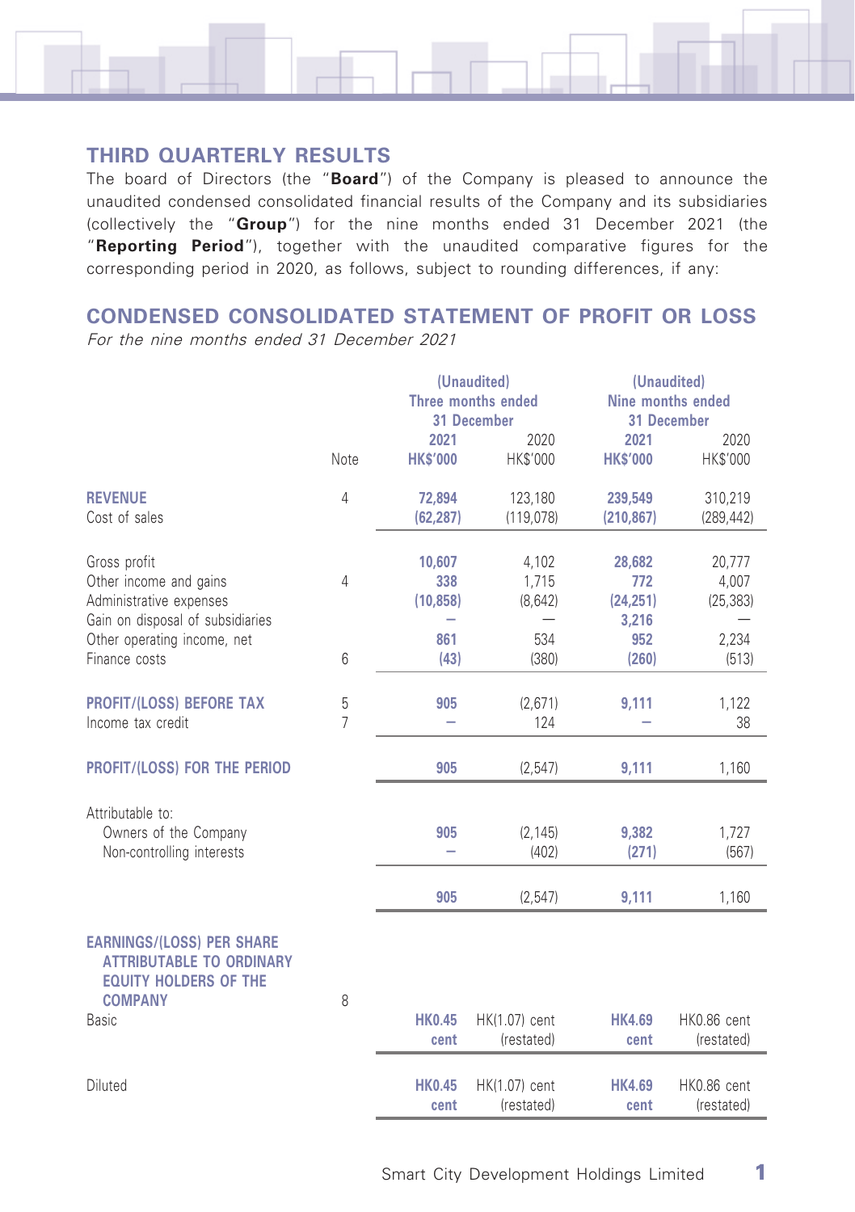## THIRD QUARTERLY RESULTS

The board of Directors (the "**Board**") of the Company is pleased to announce the unaudited condensed consolidated financial results of the Company and its subsidiaries (collectively the "**Group**") for the nine months ended 31 December 2021 (the "**Reporting Period**"), together with the unaudited comparative figures for the corresponding period in 2020, as follows, subject to rounding differences, if any:

## CONDENSED CONSOLIDATED STATEMENT OF PROFIT OR LOSS

*For the nine months ended 31 December 2021*

| | | (Unaudited) Three months ended 31 December | | (Unaudited) Nine months ended 31 December | |
|---|---|---|---|---|---|
| | Note | **2021 HK$'000** | 2020 HK$'000 | **2021 HK$'000** | 2020 HK$'000 |
| **REVENUE** | 4 | **72,894** | 123,180 | **239,549** | 310,219 |
| Cost of sales | | **(62,287)** | (119,078) | **(210,867)** | (289,442) |
| Gross profit | | **10,607** | 4,102 | **28,682** | 20,777 |
| Other income and gains | 4 | **338** | 1,715 | **772** | 4,007 |
| Administrative expenses | | **(10,858)** | (8,642) | **(24,251)** | (25,383) |
| Gain on disposal of subsidiaries | | **–** | — | **3,216** | — |
| Other operating income, net | | **861** | 534 | **952** | 2,234 |
| Finance costs | 6 | **(43)** | (380) | **(260)** | (513) |
| **PROFIT/(LOSS) BEFORE TAX** | 5 | **905** | (2,671) | **9,111** | 1,122 |
| Income tax credit | 7 | **–** | 124 | **–** | 38 |
| **PROFIT/(LOSS) FOR THE PERIOD** | | **905** | (2,547) | **9,111** | 1,160 |
| Attributable to: | | | | | |
| Owners of the Company | | **905** | (2,145) | **9,382** | 1,727 |
| Non-controlling interests | | **–** | (402) | **(271)** | (567) |
| | | **905** | (2,547) | **9,111** | 1,160 |
| **EARNINGS/(LOSS) PER SHARE ATTRIBUTABLE TO ORDINARY EQUITY HOLDERS OF THE COMPANY** | 8 | | | | |
| Basic | | **HK0.45 cent** | HK(1.07) cent (restated) | **HK4.69 cent** | HK0.86 cent (restated) |
| Diluted | | **HK0.45 cent** | HK(1.07) cent (restated) | **HK4.69 cent** | HK0.86 cent (restated) |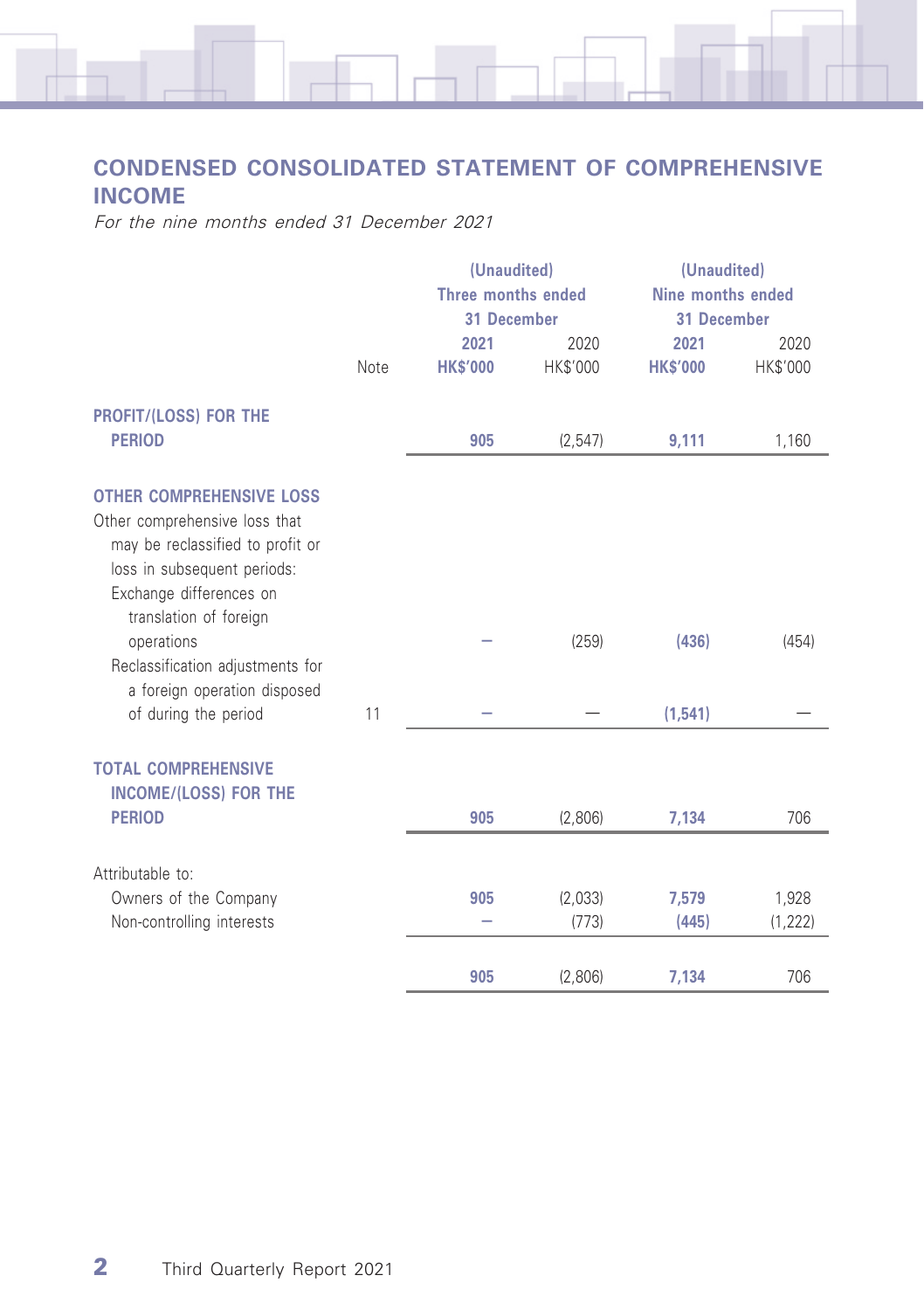## CONDENSED CONSOLIDATED STATEMENT OF COMPREHENSIVE INCOME

*For the nine months ended 31 December 2021*

| | Note | (Unaudited) Three months ended 31 December 2021 HK$'000 | (Unaudited) Three months ended 31 December 2020 HK$'000 | (Unaudited) Nine months ended 31 December 2021 HK$'000 | (Unaudited) Nine months ended 31 December 2020 HK$'000 |
|---|---|---|---|---|---|
| **PROFIT/(LOSS) FOR THE PERIOD** | | **905** | (2,547) | **9,111** | 1,160 |
| **OTHER COMPREHENSIVE LOSS** | | | | | |
| Other comprehensive loss that may be reclassified to profit or loss in subsequent periods: | | | | | |
| Exchange differences on translation of foreign operations | | **–** | (259) | **(436)** | (454) |
| Reclassification adjustments for a foreign operation disposed of during the period | 11 | **–** | – | **(1,541)** | – |
| **TOTAL COMPREHENSIVE INCOME/(LOSS) FOR THE PERIOD** | | **905** | (2,806) | **7,134** | 706 |
| Attributable to: | | | | | |
| Owners of the Company | | **905** | (2,033) | **7,579** | 1,928 |
| Non-controlling interests | | **–** | (773) | **(445)** | (1,222) |
| | | **905** | (2,806) | **7,134** | 706 |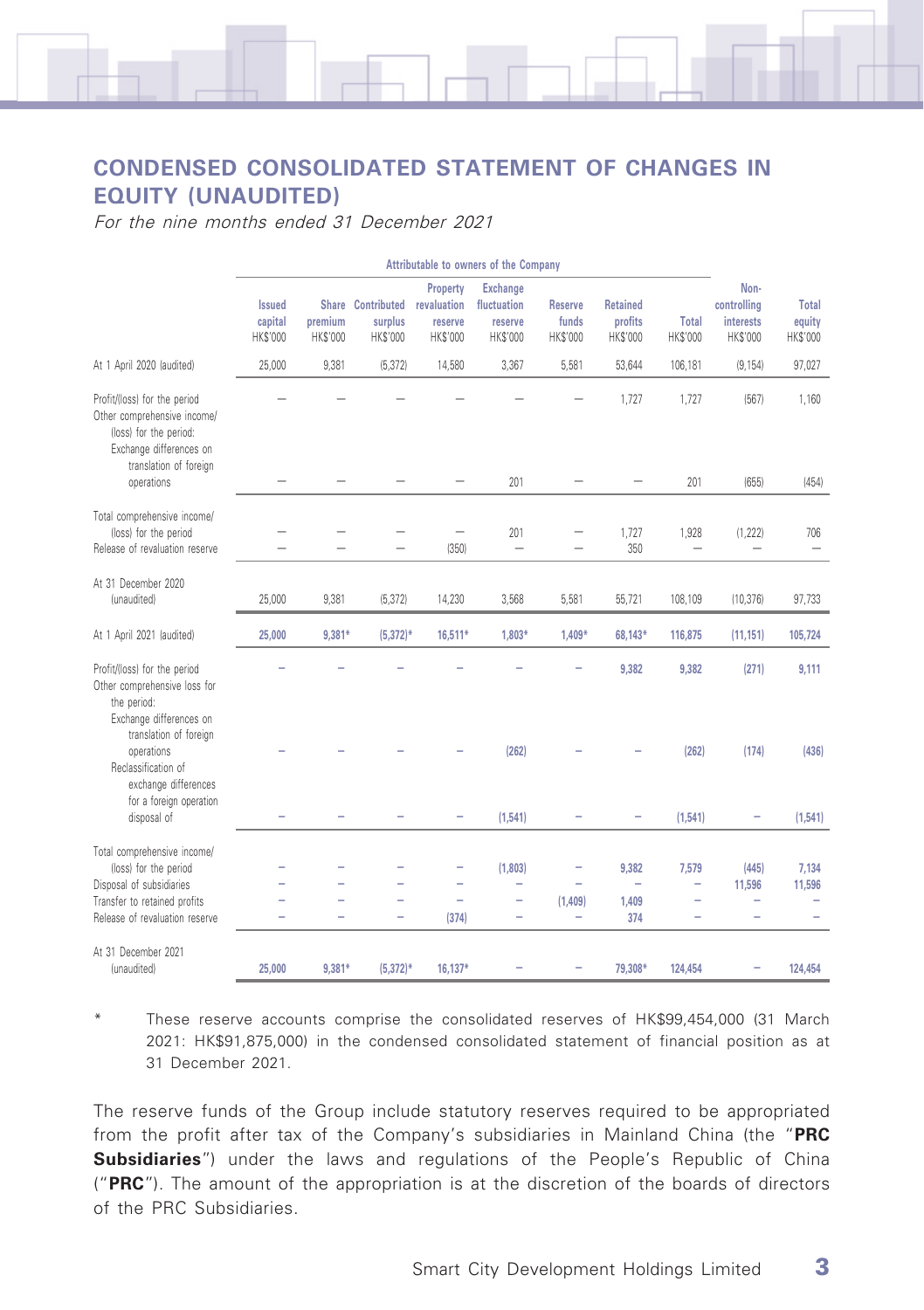# CONDENSED CONSOLIDATED STATEMENT OF CHANGES IN EQUITY (UNAUDITED)

*For the nine months ended 31 December 2021*

| | Attributable to owners of the Company | | | | | | | | | |
|---|---|---|---|---|---|---|---|---|---|---|
| | Issued capital HK$'000 | Share premium HK$'000 | Contributed surplus HK$'000 | Property revaluation reserve HK$'000 | Exchange fluctuation reserve HK$'000 | Reserve funds HK$'000 | Retained profits HK$'000 | Total HK$'000 | Non-controlling interests HK$'000 | Total equity HK$'000 |
| At 1 April 2020 (audited) | 25,000 | 9,381 | (5,372) | 14,580 | 3,367 | 5,581 | 53,644 | 106,181 | (9,154) | 97,027 |
| Profit/(loss) for the period | – | – | – | – | – | – | 1,727 | 1,727 | (567) | 1,160 |
| Other comprehensive income/(loss) for the period: Exchange differences on translation of foreign operations | – | – | – | – | 201 | – | – | 201 | (655) | (454) |
| Total comprehensive income/(loss) for the period | – | – | – | – | 201 | – | 1,727 | 1,928 | (1,222) | 706 |
| Release of revaluation reserve | – | – | – | (350) | – | – | 350 | – | – | – |
| At 31 December 2020 (unaudited) | 25,000 | 9,381 | (5,372) | 14,230 | 3,568 | 5,581 | 55,721 | 108,109 | (10,376) | 97,733 |
| **At 1 April 2021 (audited)** | **25,000** | **9,381*** | **(5,372)*** | **16,511*** | **1,803*** | **1,409*** | **68,143*** | **116,875** | **(11,151)** | **105,724** |
| Profit/(loss) for the period | – | – | – | – | – | – | **9,382** | **9,382** | **(271)** | **9,111** |
| Other comprehensive loss for the period: Exchange differences on translation of foreign operations | – | – | – | – | **(262)** | – | – | **(262)** | **(174)** | **(436)** |
| Reclassification of exchange differences for a foreign operation disposal of | – | – | – | – | **(1,541)** | – | – | **(1,541)** | – | **(1,541)** |
| Total comprehensive income/(loss) for the period | – | – | – | – | **(1,803)** | – | **9,382** | **7,579** | **(445)** | **7,134** |
| Disposal of subsidiaries | – | – | – | – | – | – | – | – | **11,596** | **11,596** |
| Transfer to retained profits | – | – | – | – | – | **(1,409)** | **1,409** | – | – | – |
| Release of revaluation reserve | – | – | – | **(374)** | – | – | **374** | – | – | – |
| **At 31 December 2021 (unaudited)** | **25,000** | **9,381*** | **(5,372)*** | **16,137*** | – | – | **79,308*** | **124,454** | – | **124,454** |

\* These reserve accounts comprise the consolidated reserves of HK$99,454,000 (31 March 2021: HK$91,875,000) in the condensed consolidated statement of financial position as at 31 December 2021.

The reserve funds of the Group include statutory reserves required to be appropriated from the profit after tax of the Company's subsidiaries in Mainland China (the "**PRC Subsidiaries**") under the laws and regulations of the People's Republic of China ("**PRC**"). The amount of the appropriation is at the discretion of the boards of directors of the PRC Subsidiaries.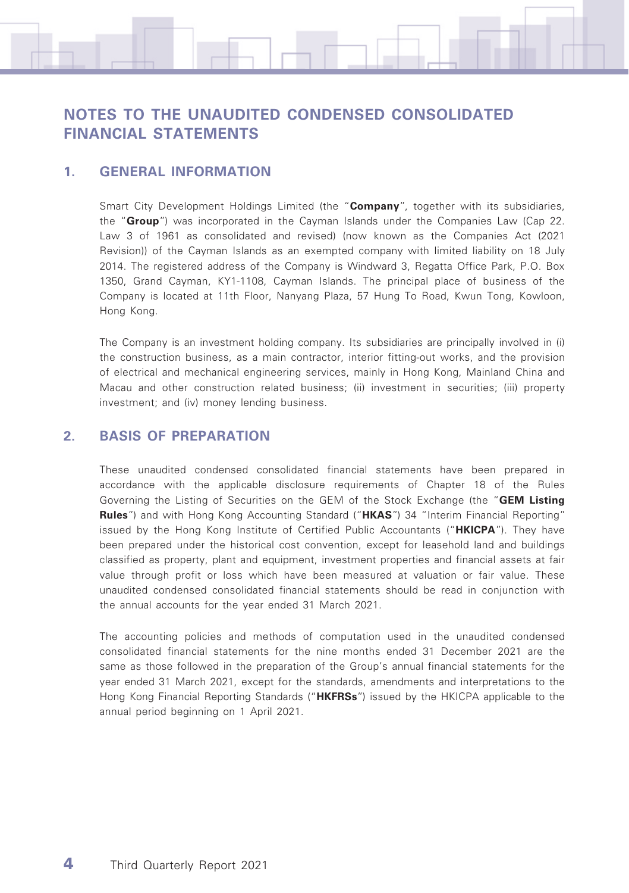# NOTES TO THE UNAUDITED CONDENSED CONSOLIDATED FINANCIAL STATEMENTS

## 1. GENERAL INFORMATION

Smart City Development Holdings Limited (the "**Company**", together with its subsidiaries, the "**Group**") was incorporated in the Cayman Islands under the Companies Law (Cap 22. Law 3 of 1961 as consolidated and revised) (now known as the Companies Act (2021 Revision)) of the Cayman Islands as an exempted company with limited liability on 18 July 2014. The registered address of the Company is Windward 3, Regatta Office Park, P.O. Box 1350, Grand Cayman, KY1-1108, Cayman Islands. The principal place of business of the Company is located at 11th Floor, Nanyang Plaza, 57 Hung To Road, Kwun Tong, Kowloon, Hong Kong.

The Company is an investment holding company. Its subsidiaries are principally involved in (i) the construction business, as a main contractor, interior fitting-out works, and the provision of electrical and mechanical engineering services, mainly in Hong Kong, Mainland China and Macau and other construction related business; (ii) investment in securities; (iii) property investment; and (iv) money lending business.

## 2. BASIS OF PREPARATION

These unaudited condensed consolidated financial statements have been prepared in accordance with the applicable disclosure requirements of Chapter 18 of the Rules Governing the Listing of Securities on the GEM of the Stock Exchange (the "**GEM Listing Rules**") and with Hong Kong Accounting Standard ("**HKAS**") 34 "Interim Financial Reporting" issued by the Hong Kong Institute of Certified Public Accountants ("**HKICPA**"). They have been prepared under the historical cost convention, except for leasehold land and buildings classified as property, plant and equipment, investment properties and financial assets at fair value through profit or loss which have been measured at valuation or fair value. These unaudited condensed consolidated financial statements should be read in conjunction with the annual accounts for the year ended 31 March 2021.

The accounting policies and methods of computation used in the unaudited condensed consolidated financial statements for the nine months ended 31 December 2021 are the same as those followed in the preparation of the Group's annual financial statements for the year ended 31 March 2021, except for the standards, amendments and interpretations to the Hong Kong Financial Reporting Standards ("**HKFRSs**") issued by the HKICPA applicable to the annual period beginning on 1 April 2021.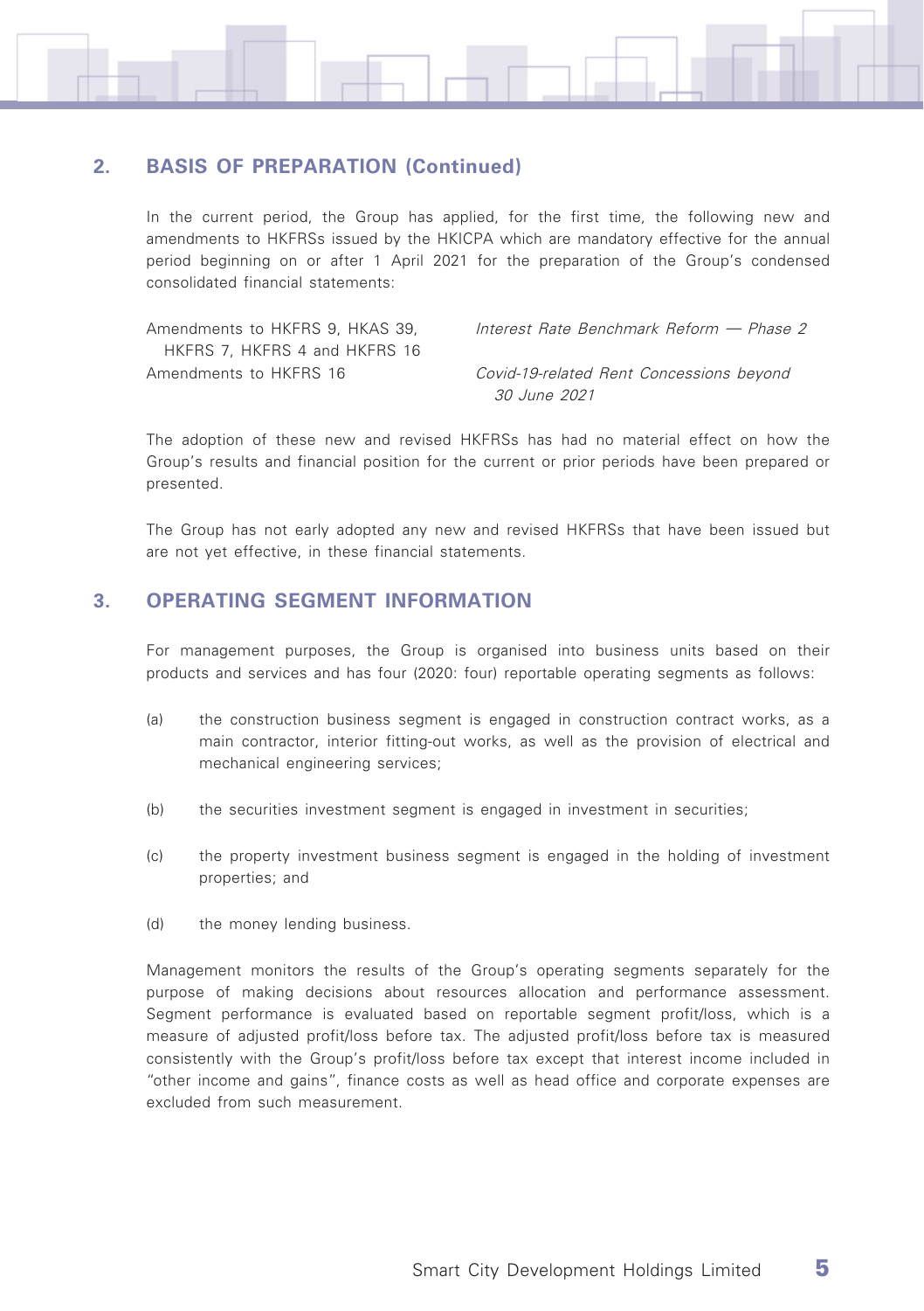## 2. BASIS OF PREPARATION (Continued)

In the current period, the Group has applied, for the first time, the following new and amendments to HKFRSs issued by the HKICPA which are mandatory effective for the annual period beginning on or after 1 April 2021 for the preparation of the Group's condensed consolidated financial statements:

| | |
|---|---|
| Amendments to HKFRS 9, HKAS 39, HKFRS 7, HKFRS 4 and HKFRS 16 | *Interest Rate Benchmark Reform — Phase 2* |
| Amendments to HKFRS 16 | *Covid-19-related Rent Concessions beyond 30 June 2021* |

The adoption of these new and revised HKFRSs has had no material effect on how the Group's results and financial position for the current or prior periods have been prepared or presented.

The Group has not early adopted any new and revised HKFRSs that have been issued but are not yet effective, in these financial statements.

## 3. OPERATING SEGMENT INFORMATION

For management purposes, the Group is organised into business units based on their products and services and has four (2020: four) reportable operating segments as follows:

(a) the construction business segment is engaged in construction contract works, as a main contractor, interior fitting-out works, as well as the provision of electrical and mechanical engineering services;

(b) the securities investment segment is engaged in investment in securities;

(c) the property investment business segment is engaged in the holding of investment properties; and

(d) the money lending business.

Management monitors the results of the Group's operating segments separately for the purpose of making decisions about resources allocation and performance assessment. Segment performance is evaluated based on reportable segment profit/loss, which is a measure of adjusted profit/loss before tax. The adjusted profit/loss before tax is measured consistently with the Group's profit/loss before tax except that interest income included in "other income and gains", finance costs as well as head office and corporate expenses are excluded from such measurement.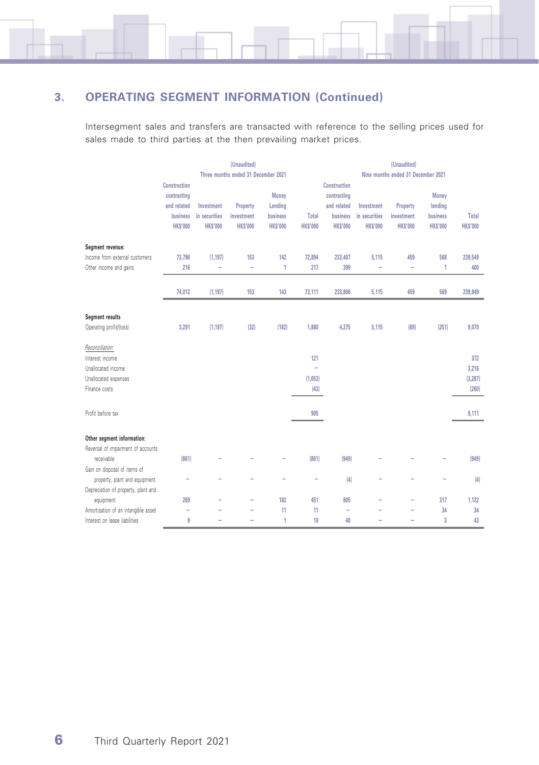## 3. OPERATING SEGMENT INFORMATION (Continued)

Intersegment sales and transfers are transacted with reference to the selling prices used for sales made to third parties at the then prevailing market prices.

| | (Unaudited) Three months ended 31 December 2021 | | | | | (Unaudited) Nine months ended 31 December 2021 | | | | |
|---|---|---|---|---|---|---|---|---|---|---|
| | Construction contracting and related business HK$'000 | Investment in securities HK$'000 | Property investment HK$'000 | Money Lending business HK$'000 | Total HK$'000 | Construction contracting and related business HK$'000 | Investment in securities HK$'000 | Property investment HK$'000 | Money lending business HK$'000 | Total HK$'000 |
| **Segment revenue:** | | | | | | | | | | |
| Income from external customers | 73,796 | (1,197) | 153 | 142 | 72,894 | 233,407 | 5,115 | 459 | 568 | 239,549 |
| Other income and gains | 216 | – | – | 1 | 217 | 399 | – | – | 1 | 400 |
| | 74,012 | (1,197) | 153 | 143 | 73,111 | 233,806 | 5,115 | 459 | 569 | 239,949 |
| **Segment results** | | | | | | | | | | |
| Operating profit/(loss) | 3,291 | (1,197) | (32) | (182) | 1,880 | 4,275 | 5,115 | (69) | (251) | 9,070 |
| *Reconciliation:* | | | | | | | | | | |
| Interest income | | | | | 121 | | | | | 372 |
| Unallocated income | | | | | – | | | | | 3,216 |
| Unallocated expenses | | | | | (1,053) | | | | | (3,287) |
| Finance costs | | | | | (43) | | | | | (260) |
| Profit before tax | | | | | 905 | | | | | 9,111 |
| **Other segment information:** | | | | | | | | | | |
| Reversal of impairment of accounts receivable | (861) | – | – | – | (861) | (949) | – | – | – | (949) |
| Gain on disposal of items of property, plant and equipment | – | – | – | – | – | (4) | – | – | – | (4) |
| Depreciation of property, plant and equipment | 269 | – | – | 182 | 451 | 805 | – | – | 317 | 1,122 |
| Amortisation of an intangible asset | – | – | – | 11 | 11 | – | – | – | 34 | 34 |
| Interest on lease liabilities | 9 | – | – | 1 | 10 | 40 | – | – | 3 | 43 |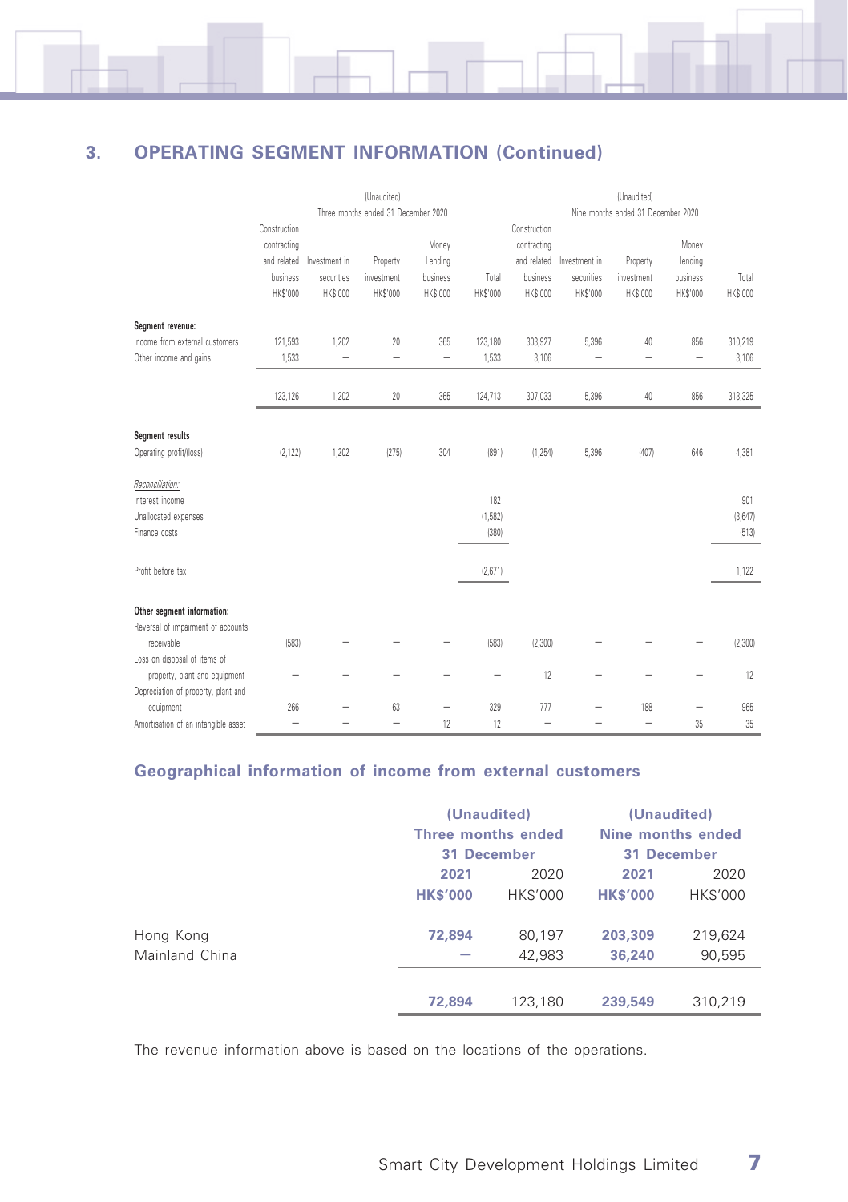## 3. OPERATING SEGMENT INFORMATION (Continued)

| | (Unaudited) Three months ended 31 December 2020 | | | | | (Unaudited) Nine months ended 31 December 2020 | | | | |
|---|---|---|---|---|---|---|---|---|---|---|
| | Construction contracting and related business HK$'000 | Investment in securities HK$'000 | Property investment HK$'000 | Money Lending business HK$'000 | Total HK$'000 | Construction contracting and related business HK$'000 | Investment in securities HK$'000 | Property investment HK$'000 | Money lending business HK$'000 | Total HK$'000 |
| **Segment revenue:** | | | | | | | | | | |
| Income from external customers | 121,593 | 1,202 | 20 | 365 | 123,180 | 303,927 | 5,396 | 40 | 856 | 310,219 |
| Other income and gains | 1,533 | – | – | – | 1,533 | 3,106 | – | – | – | 3,106 |
| | 123,126 | 1,202 | 20 | 365 | 124,713 | 307,033 | 5,396 | 40 | 856 | 313,325 |
| **Segment results** | | | | | | | | | | |
| Operating profit/(loss) | (2,122) | 1,202 | (275) | 304 | (891) | (1,254) | 5,396 | (407) | 646 | 4,381 |
| *Reconciliation:* | | | | | | | | | | |
| Interest income | | | | | 182 | | | | | 901 |
| Unallocated expenses | | | | | (1,582) | | | | | (3,647) |
| Finance costs | | | | | (380) | | | | | (513) |
| Profit before tax | | | | | (2,671) | | | | | 1,122 |
| **Other segment information:** | | | | | | | | | | |
| Reversal of impairment of accounts receivable | (583) | – | – | – | (583) | (2,300) | – | – | – | (2,300) |
| Loss on disposal of items of property, plant and equipment | – | – | – | – | – | 12 | – | – | – | 12 |
| Depreciation of property, plant and equipment | 266 | – | 63 | – | 329 | 777 | – | 188 | – | 965 |
| Amortisation of an intangible asset | – | – | – | 12 | 12 | – | – | – | 35 | 35 |

### Geographical information of income from external customers

| | (Unaudited) Three months ended 31 December | | (Unaudited) Nine months ended 31 December | |
|---|---|---|---|---|
| | **2021** | 2020 | **2021** | 2020 |
| | **HK$'000** | HK$'000 | **HK$'000** | HK$'000 |
| Hong Kong | **72,894** | 80,197 | **203,309** | 219,624 |
| Mainland China | **–** | 42,983 | **36,240** | 90,595 |
| | **72,894** | 123,180 | **239,549** | 310,219 |

The revenue information above is based on the locations of the operations.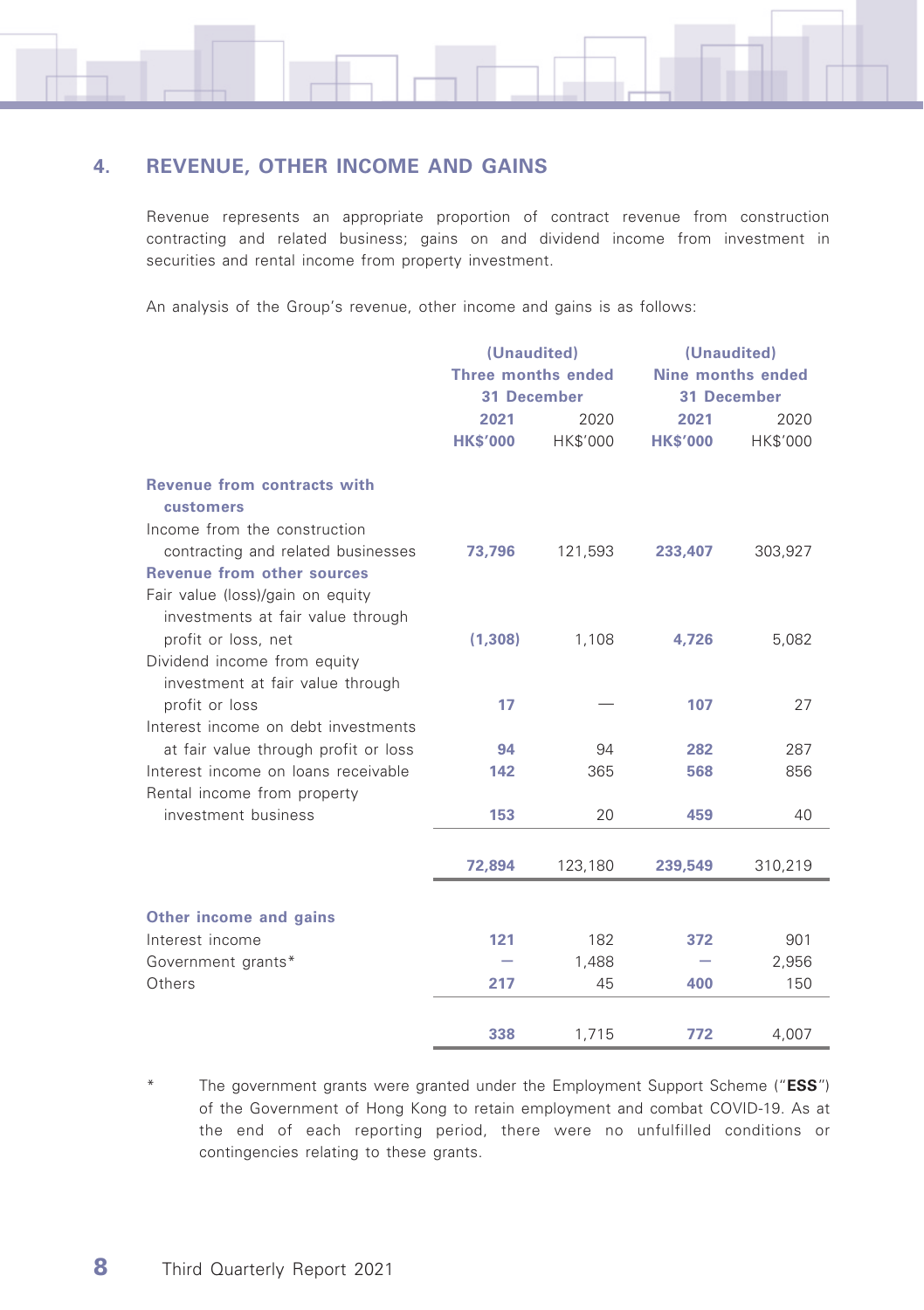## 4. REVENUE, OTHER INCOME AND GAINS

Revenue represents an appropriate proportion of contract revenue from construction contracting and related business; gains on and dividend income from investment in securities and rental income from property investment.

An analysis of the Group's revenue, other income and gains is as follows:

| | (Unaudited) Three months ended 31 December | | (Unaudited) Nine months ended 31 December | |
|---|---|---|---|---|
| | **2021** | 2020 | **2021** | 2020 |
| | **HK$'000** | HK$'000 | **HK$'000** | HK$'000 |
| **Revenue from contracts with customers** | | | | |
| Income from the construction contracting and related businesses | **73,796** | 121,593 | **233,407** | 303,927 |
| **Revenue from other sources** | | | | |
| Fair value (loss)/gain on equity investments at fair value through profit or loss, net | **(1,308)** | 1,108 | **4,726** | 5,082 |
| Dividend income from equity investment at fair value through profit or loss | **17** | — | **107** | 27 |
| Interest income on debt investments at fair value through profit or loss | **94** | 94 | **282** | 287 |
| Interest income on loans receivable | **142** | 365 | **568** | 856 |
| Rental income from property investment business | **153** | 20 | **459** | 40 |
| | **72,894** | 123,180 | **239,549** | 310,219 |
| **Other income and gains** | | | | |
| Interest income | **121** | 182 | **372** | 901 |
| Government grants* | **—** | 1,488 | **—** | 2,956 |
| Others | **217** | 45 | **400** | 150 |
| | **338** | 1,715 | **772** | 4,007 |

\* The government grants were granted under the Employment Support Scheme ("**ESS**") of the Government of Hong Kong to retain employment and combat COVID-19. As at the end of each reporting period, there were no unfulfilled conditions or contingencies relating to these grants.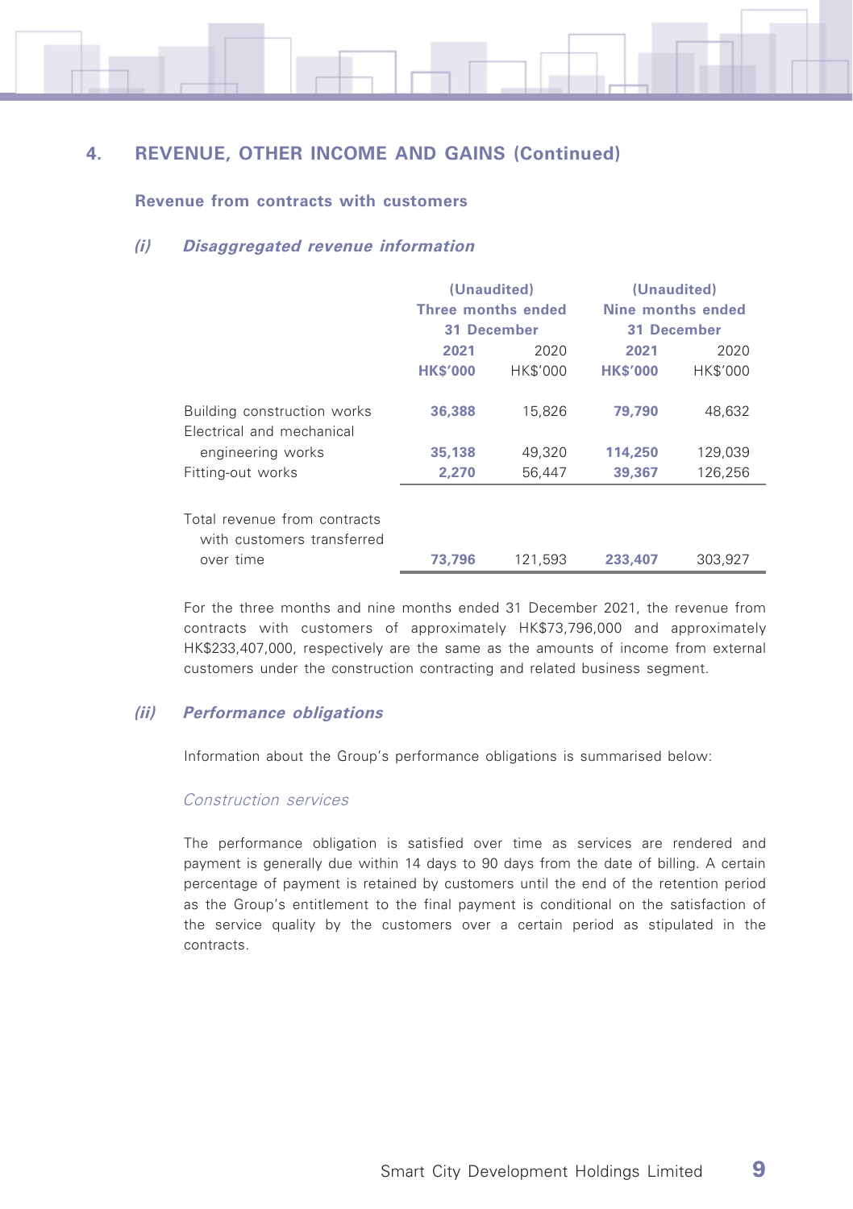## 4. REVENUE, OTHER INCOME AND GAINS (Continued)

### Revenue from contracts with customers

#### *(i) Disaggregated revenue information*

| | (Unaudited) Three months ended 31 December | | (Unaudited) Nine months ended 31 December | |
|---|---|---|---|---|
| | **2021** | 2020 | **2021** | 2020 |
| | **HK$'000** | HK$'000 | **HK$'000** | HK$'000 |
| Building construction works | **36,388** | 15,826 | **79,790** | 48,632 |
| Electrical and mechanical engineering works | **35,138** | 49,320 | **114,250** | 129,039 |
| Fitting-out works | **2,270** | 56,447 | **39,367** | 126,256 |
| Total revenue from contracts with customers transferred over time | **73,796** | 121,593 | **233,407** | 303,927 |

For the three months and nine months ended 31 December 2021, the revenue from contracts with customers of approximately HK$73,796,000 and approximately HK$233,407,000, respectively are the same as the amounts of income from external customers under the construction contracting and related business segment.

#### *(ii) Performance obligations*

Information about the Group's performance obligations is summarised below:

*Construction services*

The performance obligation is satisfied over time as services are rendered and payment is generally due within 14 days to 90 days from the date of billing. A certain percentage of payment is retained by customers until the end of the retention period as the Group's entitlement to the final payment is conditional on the satisfaction of the service quality by the customers over a certain period as stipulated in the contracts.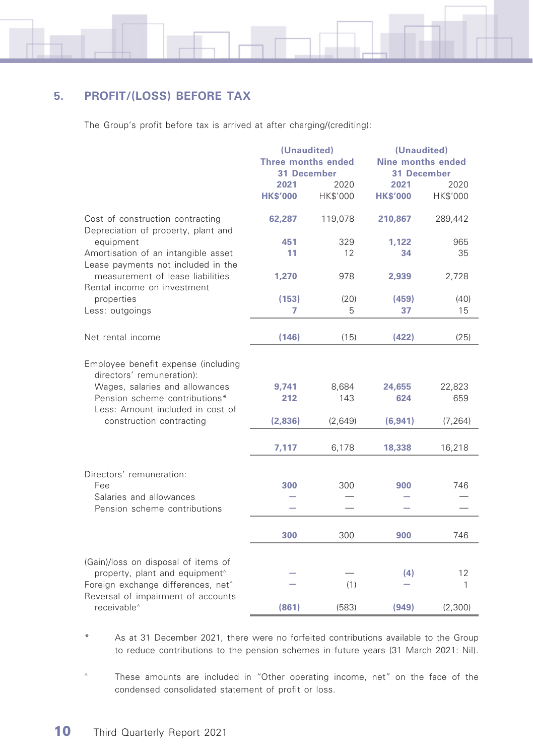## 5. PROFIT/(LOSS) BEFORE TAX

The Group's profit before tax is arrived at after charging/(crediting):

| | (Unaudited) Three months ended 31 December | | (Unaudited) Nine months ended 31 December | |
|---|---|---|---|---|
| | **2021** | 2020 | **2021** | 2020 |
| | **HK$'000** | HK$'000 | **HK$'000** | HK$'000 |
| Cost of construction contracting | **62,287** | 119,078 | **210,867** | 289,442 |
| Depreciation of property, plant and equipment | **451** | 329 | **1,122** | 965 |
| Amortisation of an intangible asset | **11** | 12 | **34** | 35 |
| Lease payments not included in the measurement of lease liabilities | **1,270** | 978 | **2,939** | 2,728 |
| Rental income on investment properties | **(153)** | (20) | **(459)** | (40) |
| Less: outgoings | **7** | 5 | **37** | 15 |
| Net rental income | **(146)** | (15) | **(422)** | (25) |
| Employee benefit expense (including directors' remuneration): | | | | |
| Wages, salaries and allowances | **9,741** | 8,684 | **24,655** | 22,823 |
| Pension scheme contributions* | **212** | 143 | **624** | 659 |
| Less: Amount included in cost of construction contracting | **(2,836)** | (2,649) | **(6,941)** | (7,264) |
| | **7,117** | 6,178 | **18,338** | 16,218 |
| Directors' remuneration: | | | | |
| Fee | **300** | 300 | **900** | 746 |
| Salaries and allowances | **–** | — | **–** | — |
| Pension scheme contributions | **–** | — | **–** | — |
| | **300** | 300 | **900** | 746 |
| (Gain)/loss on disposal of items of property, plant and equipment^ | **–** | — | **(4)** | 12 |
| Foreign exchange differences, net^ | **–** | (1) | **–** | 1 |
| Reversal of impairment of accounts receivable^ | **(861)** | (583) | **(949)** | (2,300) |

\* As at 31 December 2021, there were no forfeited contributions available to the Group to reduce contributions to the pension schemes in future years (31 March 2021: Nil).

^ These amounts are included in "Other operating income, net" on the face of the condensed consolidated statement of profit or loss.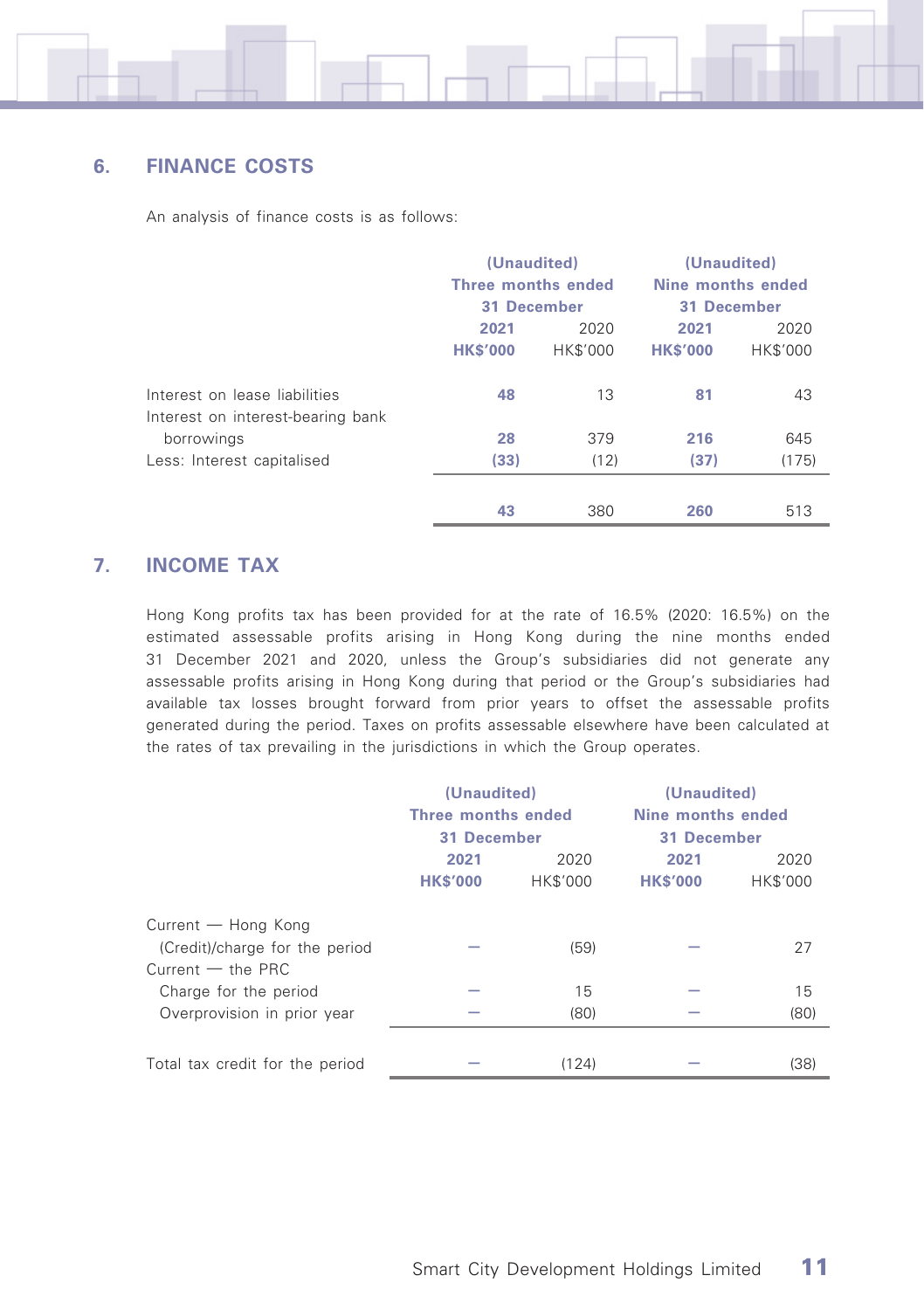## 6. FINANCE COSTS

An analysis of finance costs is as follows:

| | (Unaudited) Three months ended 31 December | | (Unaudited) Nine months ended 31 December | |
|---|---|---|---|---|
| | **2021** | 2020 | **2021** | 2020 |
| | **HK$'000** | HK$'000 | **HK$'000** | HK$'000 |
| Interest on lease liabilities | **48** | 13 | **81** | 43 |
| Interest on interest-bearing bank borrowings | **28** | 379 | **216** | 645 |
| Less: Interest capitalised | **(33)** | (12) | **(37)** | (175) |
| | **43** | 380 | **260** | 513 |

## 7. INCOME TAX

Hong Kong profits tax has been provided for at the rate of 16.5% (2020: 16.5%) on the estimated assessable profits arising in Hong Kong during the nine months ended 31 December 2021 and 2020, unless the Group's subsidiaries did not generate any assessable profits arising in Hong Kong during that period or the Group's subsidiaries had available tax losses brought forward from prior years to offset the assessable profits generated during the period. Taxes on profits assessable elsewhere have been calculated at the rates of tax prevailing in the jurisdictions in which the Group operates.

| | (Unaudited) Three months ended 31 December | | (Unaudited) Nine months ended 31 December | |
|---|---|---|---|---|
| | **2021** | 2020 | **2021** | 2020 |
| | **HK$'000** | HK$'000 | **HK$'000** | HK$'000 |
| Current — Hong Kong | | | | |
| (Credit)/charge for the period | **—** | (59) | **—** | 27 |
| Current — the PRC | | | | |
| Charge for the period | **—** | 15 | **—** | 15 |
| Overprovision in prior year | **—** | (80) | **—** | (80) |
| Total tax credit for the period | **—** | (124) | **—** | (38) |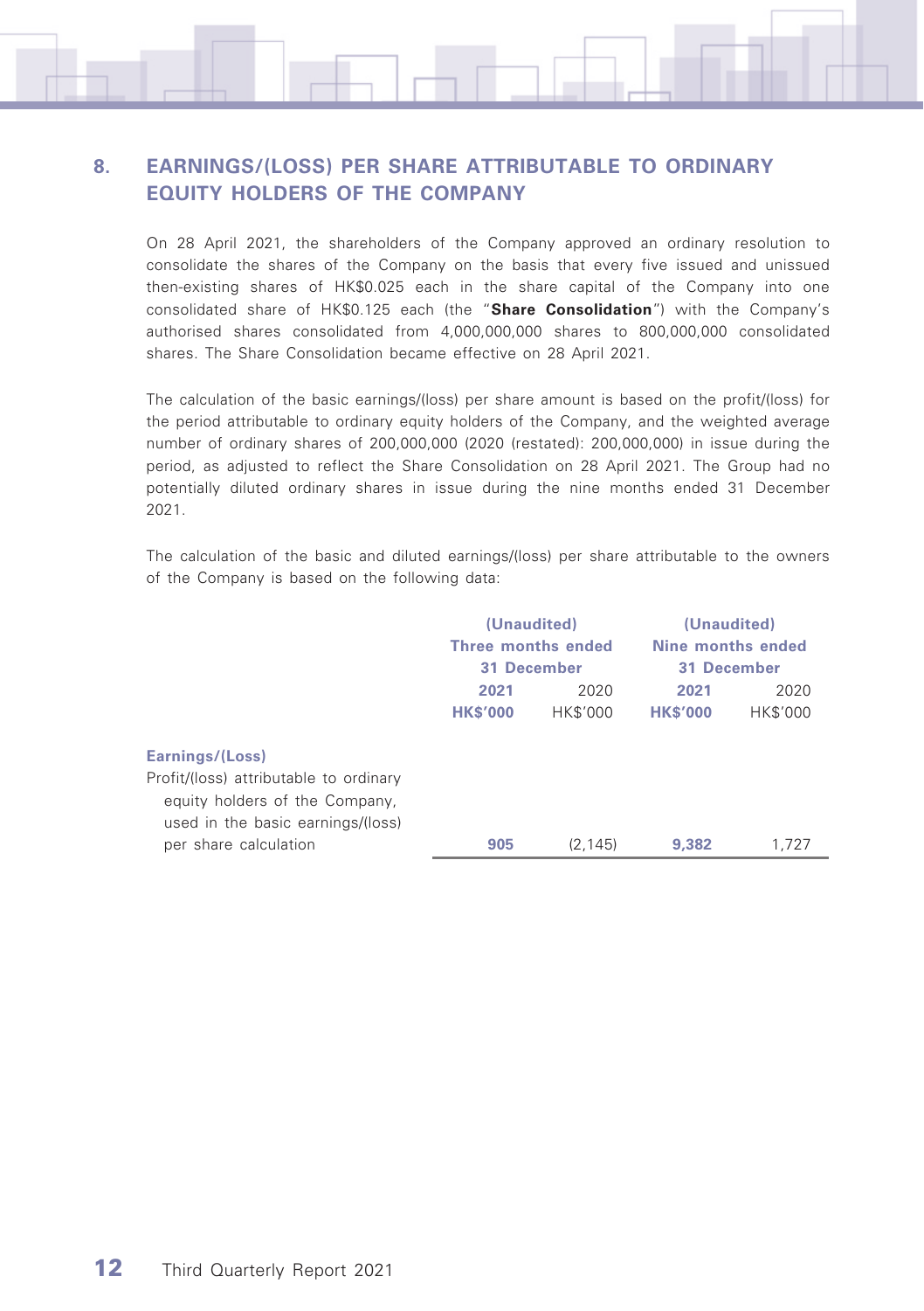## 8. EARNINGS/(LOSS) PER SHARE ATTRIBUTABLE TO ORDINARY EQUITY HOLDERS OF THE COMPANY

On 28 April 2021, the shareholders of the Company approved an ordinary resolution to consolidate the shares of the Company on the basis that every five issued and unissued then-existing shares of HK$0.025 each in the share capital of the Company into one consolidated share of HK$0.125 each (the "**Share Consolidation**") with the Company's authorised shares consolidated from 4,000,000,000 shares to 800,000,000 consolidated shares. The Share Consolidation became effective on 28 April 2021.

The calculation of the basic earnings/(loss) per share amount is based on the profit/(loss) for the period attributable to ordinary equity holders of the Company, and the weighted average number of ordinary shares of 200,000,000 (2020 (restated): 200,000,000) in issue during the period, as adjusted to reflect the Share Consolidation on 28 April 2021. The Group had no potentially diluted ordinary shares in issue during the nine months ended 31 December 2021.

The calculation of the basic and diluted earnings/(loss) per share attributable to the owners of the Company is based on the following data:

| | (Unaudited) Three months ended 31 December | | (Unaudited) Nine months ended 31 December | |
|---|---|---|---|---|
| | **2021** | 2020 | **2021** | 2020 |
| | **HK$'000** | HK$'000 | **HK$'000** | HK$'000 |
| **Earnings/(Loss)** | | | | |
| Profit/(loss) attributable to ordinary equity holders of the Company, used in the basic earnings/(loss) per share calculation | **905** | (2,145) | **9,382** | 1,727 |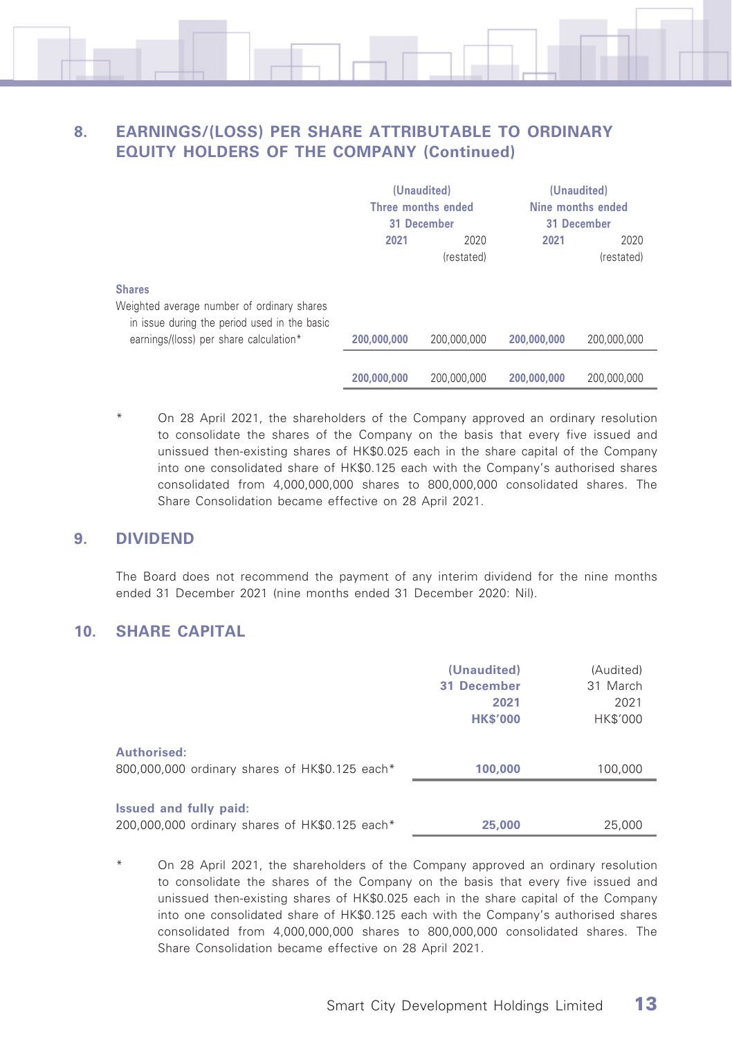## 8. EARNINGS/(LOSS) PER SHARE ATTRIBUTABLE TO ORDINARY EQUITY HOLDERS OF THE COMPANY (Continued)

| | (Unaudited) Three months ended 31 December | | (Unaudited) Nine months ended 31 December | |
|---|---|---|---|---|
| | **2021** | 2020 (restated) | **2021** | 2020 (restated) |
| **Shares** | | | | |
| Weighted average number of ordinary shares in issue during the period used in the basic earnings/(loss) per share calculation* | **200,000,000** | 200,000,000 | **200,000,000** | 200,000,000 |
| | **200,000,000** | 200,000,000 | **200,000,000** | 200,000,000 |

\* On 28 April 2021, the shareholders of the Company approved an ordinary resolution to consolidate the shares of the Company on the basis that every five issued and unissued then-existing shares of HK$0.025 each in the share capital of the Company into one consolidated share of HK$0.125 each with the Company's authorised shares consolidated from 4,000,000,000 shares to 800,000,000 consolidated shares. The Share Consolidation became effective on 28 April 2021.

## 9. DIVIDEND

The Board does not recommend the payment of any interim dividend for the nine months ended 31 December 2021 (nine months ended 31 December 2020: Nil).

## 10. SHARE CAPITAL

| | **(Unaudited) 31 December 2021 HK$'000** | (Audited) 31 March 2021 HK$'000 |
|---|---|---|
| **Authorised:** | | |
| 800,000,000 ordinary shares of HK$0.125 each* | **100,000** | 100,000 |
| **Issued and fully paid:** | | |
| 200,000,000 ordinary shares of HK$0.125 each* | **25,000** | 25,000 |

\* On 28 April 2021, the shareholders of the Company approved an ordinary resolution to consolidate the shares of the Company on the basis that every five issued and unissued then-existing shares of HK$0.025 each in the share capital of the Company into one consolidated share of HK$0.125 each with the Company's authorised shares consolidated from 4,000,000,000 shares to 800,000,000 consolidated shares. The Share Consolidation became effective on 28 April 2021.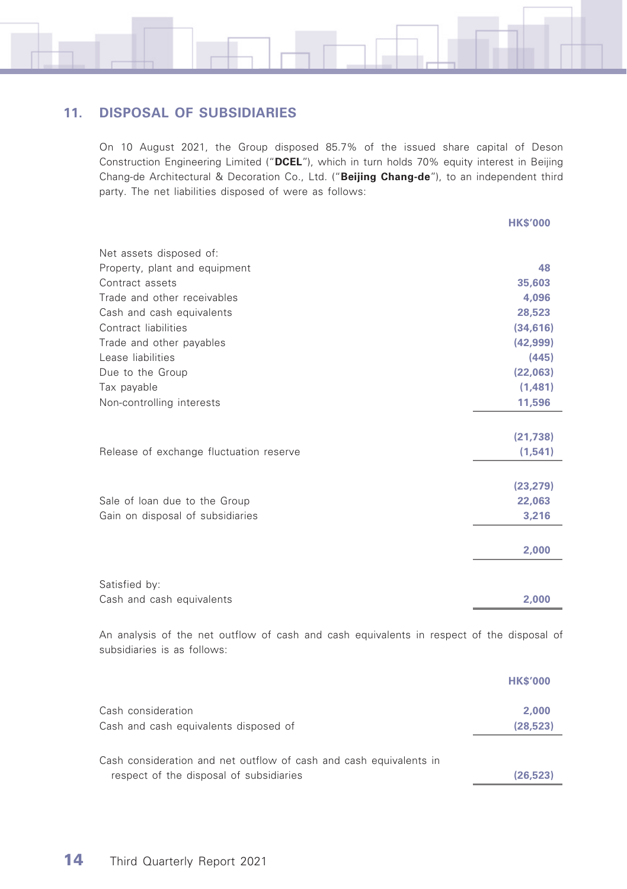## 11. DISPOSAL OF SUBSIDIARIES

On 10 August 2021, the Group disposed 85.7% of the issued share capital of Deson Construction Engineering Limited ("**DCEL**"), which in turn holds 70% equity interest in Beijing Chang-de Architectural & Decoration Co., Ltd. ("**Beijing Chang-de**"), to an independent third party. The net liabilities disposed of were as follows:

| | HK$'000 |
|---|---|
| Net assets disposed of: | |
| Property, plant and equipment | 48 |
| Contract assets | 35,603 |
| Trade and other receivables | 4,096 |
| Cash and cash equivalents | 28,523 |
| Contract liabilities | (34,616) |
| Trade and other payables | (42,999) |
| Lease liabilities | (445) |
| Due to the Group | (22,063) |
| Tax payable | (1,481) |
| Non-controlling interests | 11,596 |
| | (21,738) |
| Release of exchange fluctuation reserve | (1,541) |
| | (23,279) |
| Sale of loan due to the Group | 22,063 |
| Gain on disposal of subsidiaries | 3,216 |
| | 2,000 |
| Satisfied by: | |
| Cash and cash equivalents | 2,000 |

An analysis of the net outflow of cash and cash equivalents in respect of the disposal of subsidiaries is as follows:

| | HK$'000 |
|---|---|
| Cash consideration | 2,000 |
| Cash and cash equivalents disposed of | (28,523) |
| Cash consideration and net outflow of cash and cash equivalents in respect of the disposal of subsidiaries | (26,523) |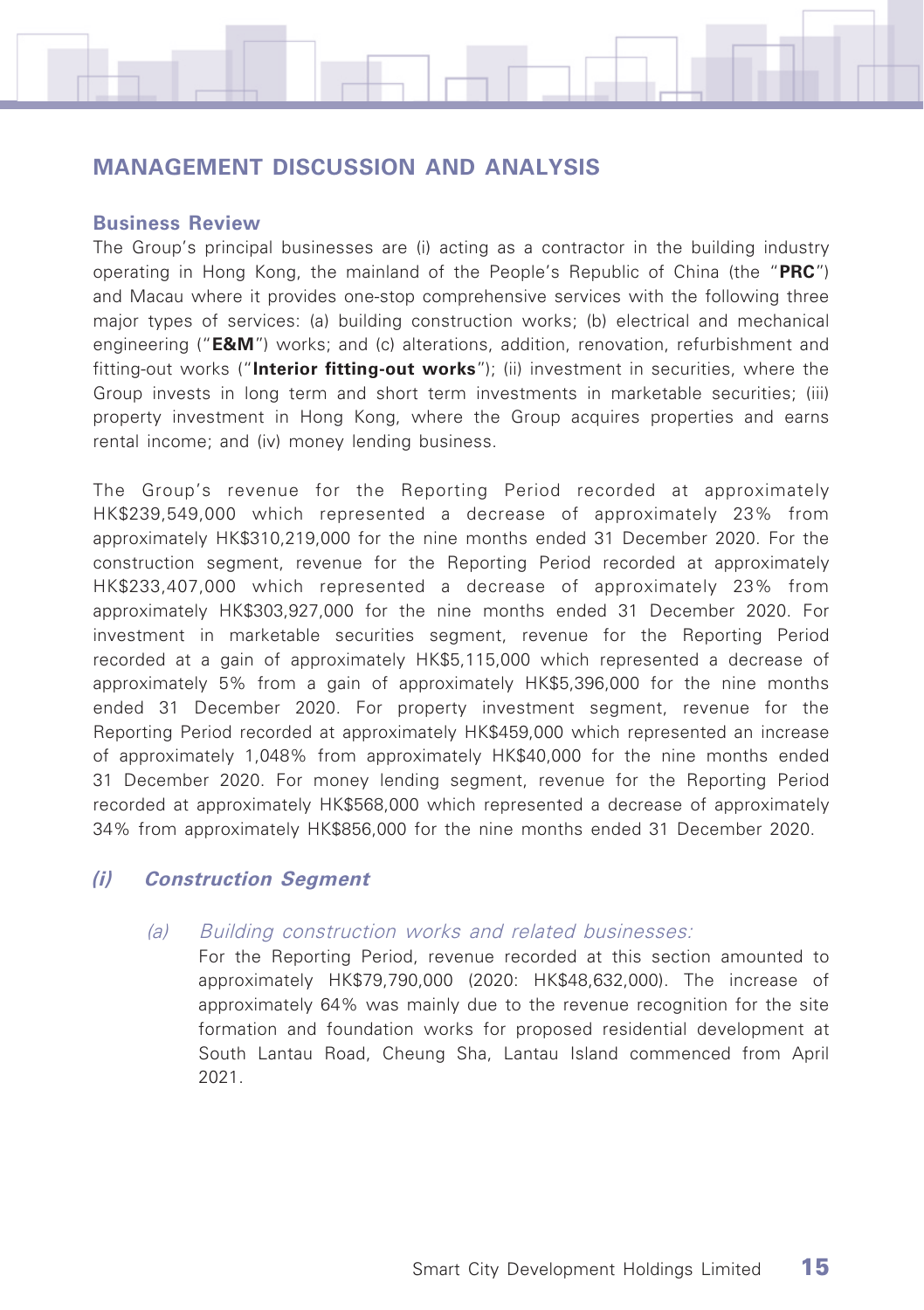# MANAGEMENT DISCUSSION AND ANALYSIS

## Business Review

The Group's principal businesses are (i) acting as a contractor in the building industry operating in Hong Kong, the mainland of the People's Republic of China (the "**PRC**") and Macau where it provides one-stop comprehensive services with the following three major types of services: (a) building construction works; (b) electrical and mechanical engineering ("**E&M**") works; and (c) alterations, addition, renovation, refurbishment and fitting-out works ("**Interior fitting-out works**"); (ii) investment in securities, where the Group invests in long term and short term investments in marketable securities; (iii) property investment in Hong Kong, where the Group acquires properties and earns rental income; and (iv) money lending business.

The Group's revenue for the Reporting Period recorded at approximately HK$239,549,000 which represented a decrease of approximately 23% from approximately HK$310,219,000 for the nine months ended 31 December 2020. For the construction segment, revenue for the Reporting Period recorded at approximately HK$233,407,000 which represented a decrease of approximately 23% from approximately HK$303,927,000 for the nine months ended 31 December 2020. For investment in marketable securities segment, revenue for the Reporting Period recorded at a gain of approximately HK$5,115,000 which represented a decrease of approximately 5% from a gain of approximately HK$5,396,000 for the nine months ended 31 December 2020. For property investment segment, revenue for the Reporting Period recorded at approximately HK$459,000 which represented an increase of approximately 1,048% from approximately HK$40,000 for the nine months ended 31 December 2020. For money lending segment, revenue for the Reporting Period recorded at approximately HK$568,000 which represented a decrease of approximately 34% from approximately HK$856,000 for the nine months ended 31 December 2020.

### *(i) Construction Segment*

*(a) Building construction works and related businesses:*

For the Reporting Period, revenue recorded at this section amounted to approximately HK$79,790,000 (2020: HK$48,632,000). The increase of approximately 64% was mainly due to the revenue recognition for the site formation and foundation works for proposed residential development at South Lantau Road, Cheung Sha, Lantau Island commenced from April 2021.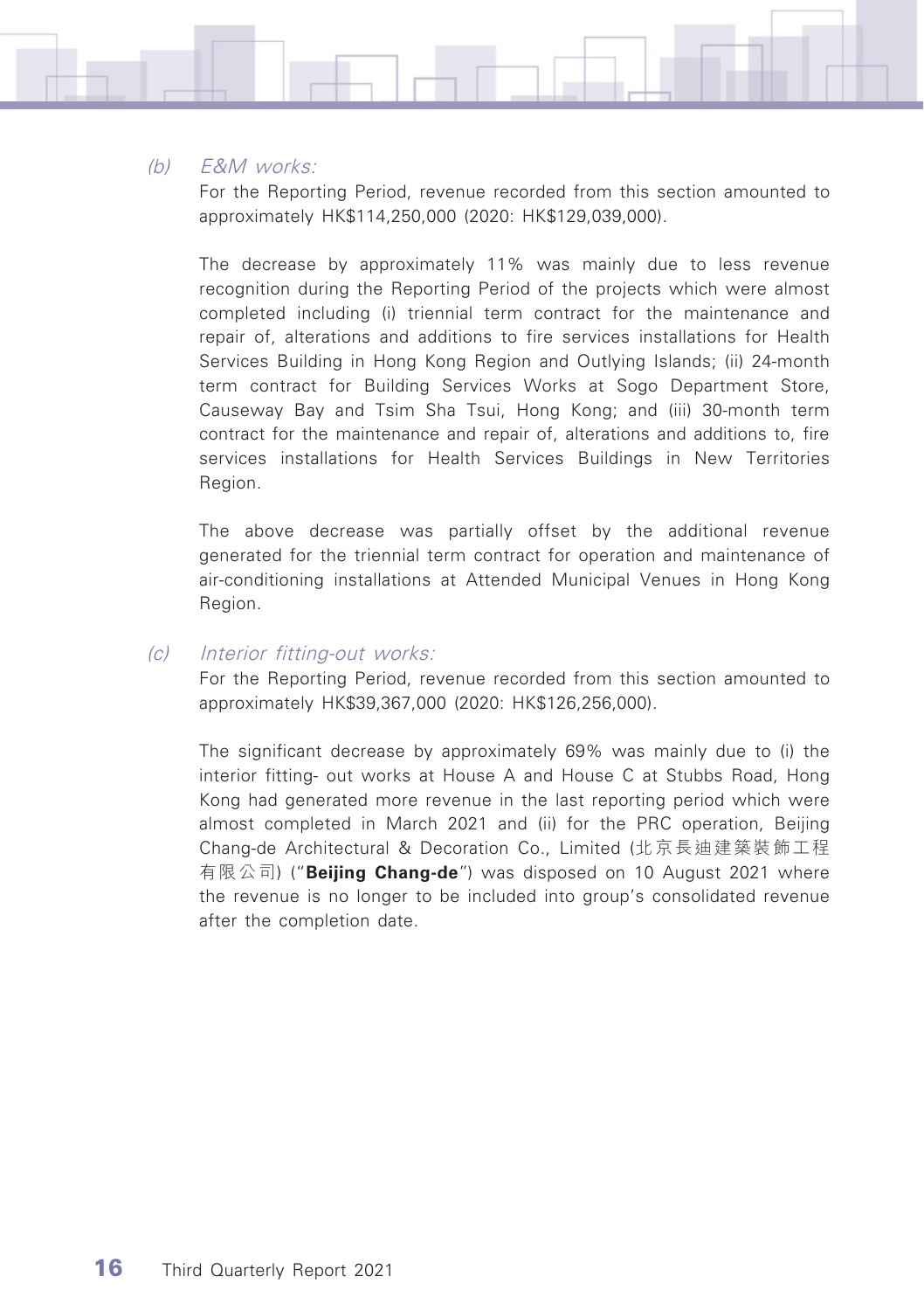(b) *E&M works:*

For the Reporting Period, revenue recorded from this section amounted to approximately HK$114,250,000 (2020: HK$129,039,000).

The decrease by approximately 11% was mainly due to less revenue recognition during the Reporting Period of the projects which were almost completed including (i) triennial term contract for the maintenance and repair of, alterations and additions to fire services installations for Health Services Building in Hong Kong Region and Outlying Islands; (ii) 24-month term contract for Building Services Works at Sogo Department Store, Causeway Bay and Tsim Sha Tsui, Hong Kong; and (iii) 30-month term contract for the maintenance and repair of, alterations and additions to, fire services installations for Health Services Buildings in New Territories Region.

The above decrease was partially offset by the additional revenue generated for the triennial term contract for operation and maintenance of air-conditioning installations at Attended Municipal Venues in Hong Kong Region.

(c) *Interior fitting-out works:*

For the Reporting Period, revenue recorded from this section amounted to approximately HK$39,367,000 (2020: HK$126,256,000).

The significant decrease by approximately 69% was mainly due to (i) the interior fitting- out works at House A and House C at Stubbs Road, Hong Kong had generated more revenue in the last reporting period which were almost completed in March 2021 and (ii) for the PRC operation, Beijing Chang-de Architectural & Decoration Co., Limited (北京長迪建築裝飾工程有限公司) ("**Beijing Chang-de**") was disposed on 10 August 2021 where the revenue is no longer to be included into group's consolidated revenue after the completion date.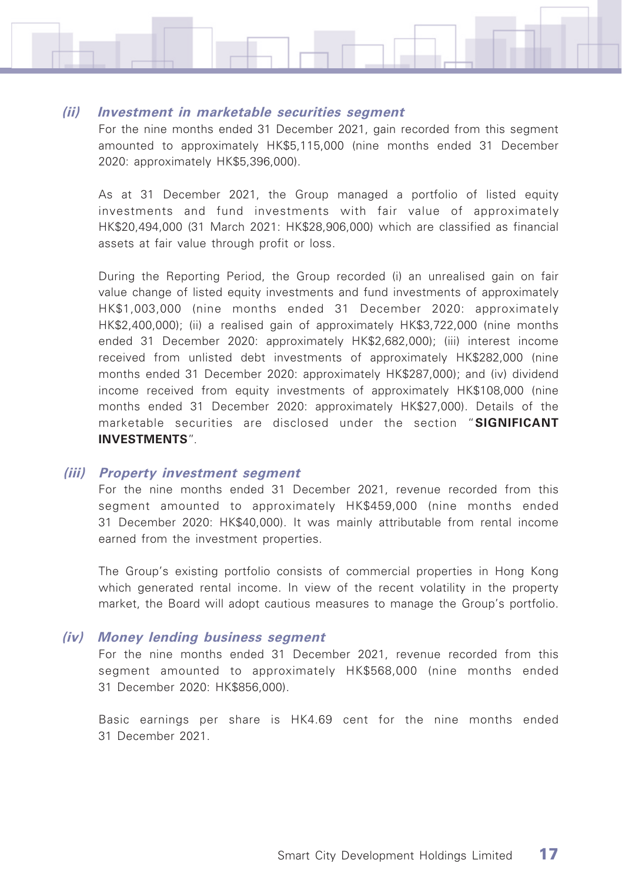### *(ii) Investment in marketable securities segment*

For the nine months ended 31 December 2021, gain recorded from this segment amounted to approximately HK$5,115,000 (nine months ended 31 December 2020: approximately HK$5,396,000).

As at 31 December 2021, the Group managed a portfolio of listed equity investments and fund investments with fair value of approximately HK$20,494,000 (31 March 2021: HK$28,906,000) which are classified as financial assets at fair value through profit or loss.

During the Reporting Period, the Group recorded (i) an unrealised gain on fair value change of listed equity investments and fund investments of approximately HK$1,003,000 (nine months ended 31 December 2020: approximately HK$2,400,000); (ii) a realised gain of approximately HK$3,722,000 (nine months ended 31 December 2020: approximately HK$2,682,000); (iii) interest income received from unlisted debt investments of approximately HK$282,000 (nine months ended 31 December 2020: approximately HK$287,000); and (iv) dividend income received from equity investments of approximately HK$108,000 (nine months ended 31 December 2020: approximately HK$27,000). Details of the marketable securities are disclosed under the section "**SIGNIFICANT INVESTMENTS**".

### *(iii) Property investment segment*

For the nine months ended 31 December 2021, revenue recorded from this segment amounted to approximately HK$459,000 (nine months ended 31 December 2020: HK$40,000). It was mainly attributable from rental income earned from the investment properties.

The Group's existing portfolio consists of commercial properties in Hong Kong which generated rental income. In view of the recent volatility in the property market, the Board will adopt cautious measures to manage the Group's portfolio.

### *(iv) Money lending business segment*

For the nine months ended 31 December 2021, revenue recorded from this segment amounted to approximately HK$568,000 (nine months ended 31 December 2020: HK$856,000).

Basic earnings per share is HK4.69 cent for the nine months ended 31 December 2021.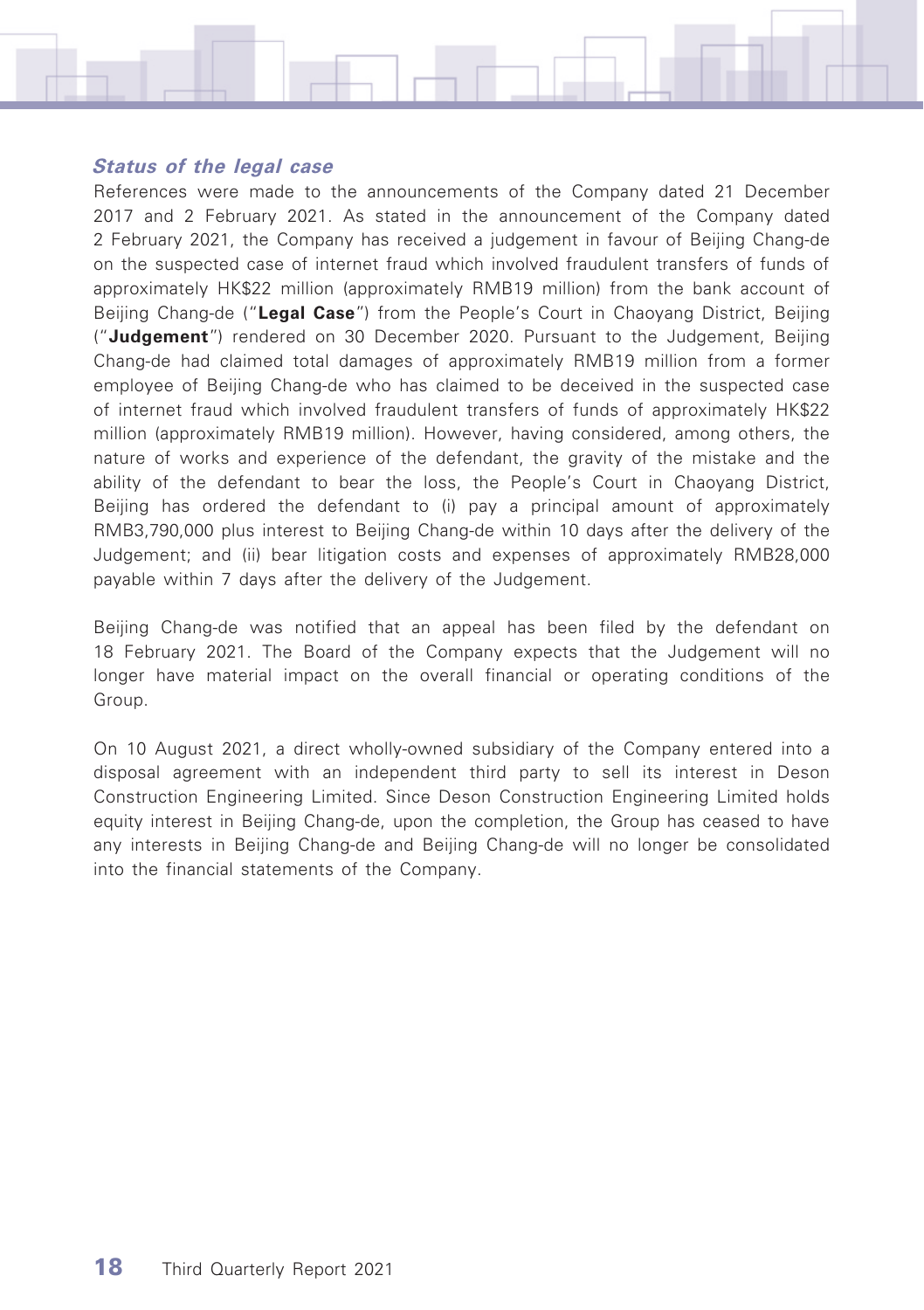### *Status of the legal case*

References were made to the announcements of the Company dated 21 December 2017 and 2 February 2021. As stated in the announcement of the Company dated 2 February 2021, the Company has received a judgement in favour of Beijing Chang-de on the suspected case of internet fraud which involved fraudulent transfers of funds of approximately HK$22 million (approximately RMB19 million) from the bank account of Beijing Chang-de ("**Legal Case**") from the People's Court in Chaoyang District, Beijing ("**Judgement**") rendered on 30 December 2020. Pursuant to the Judgement, Beijing Chang-de had claimed total damages of approximately RMB19 million from a former employee of Beijing Chang-de who has claimed to be deceived in the suspected case of internet fraud which involved fraudulent transfers of funds of approximately HK$22 million (approximately RMB19 million). However, having considered, among others, the nature of works and experience of the defendant, the gravity of the mistake and the ability of the defendant to bear the loss, the People's Court in Chaoyang District, Beijing has ordered the defendant to (i) pay a principal amount of approximately RMB3,790,000 plus interest to Beijing Chang-de within 10 days after the delivery of the Judgement; and (ii) bear litigation costs and expenses of approximately RMB28,000 payable within 7 days after the delivery of the Judgement.

Beijing Chang-de was notified that an appeal has been filed by the defendant on 18 February 2021. The Board of the Company expects that the Judgement will no longer have material impact on the overall financial or operating conditions of the Group.

On 10 August 2021, a direct wholly-owned subsidiary of the Company entered into a disposal agreement with an independent third party to sell its interest in Deson Construction Engineering Limited. Since Deson Construction Engineering Limited holds equity interest in Beijing Chang-de, upon the completion, the Group has ceased to have any interests in Beijing Chang-de and Beijing Chang-de will no longer be consolidated into the financial statements of the Company.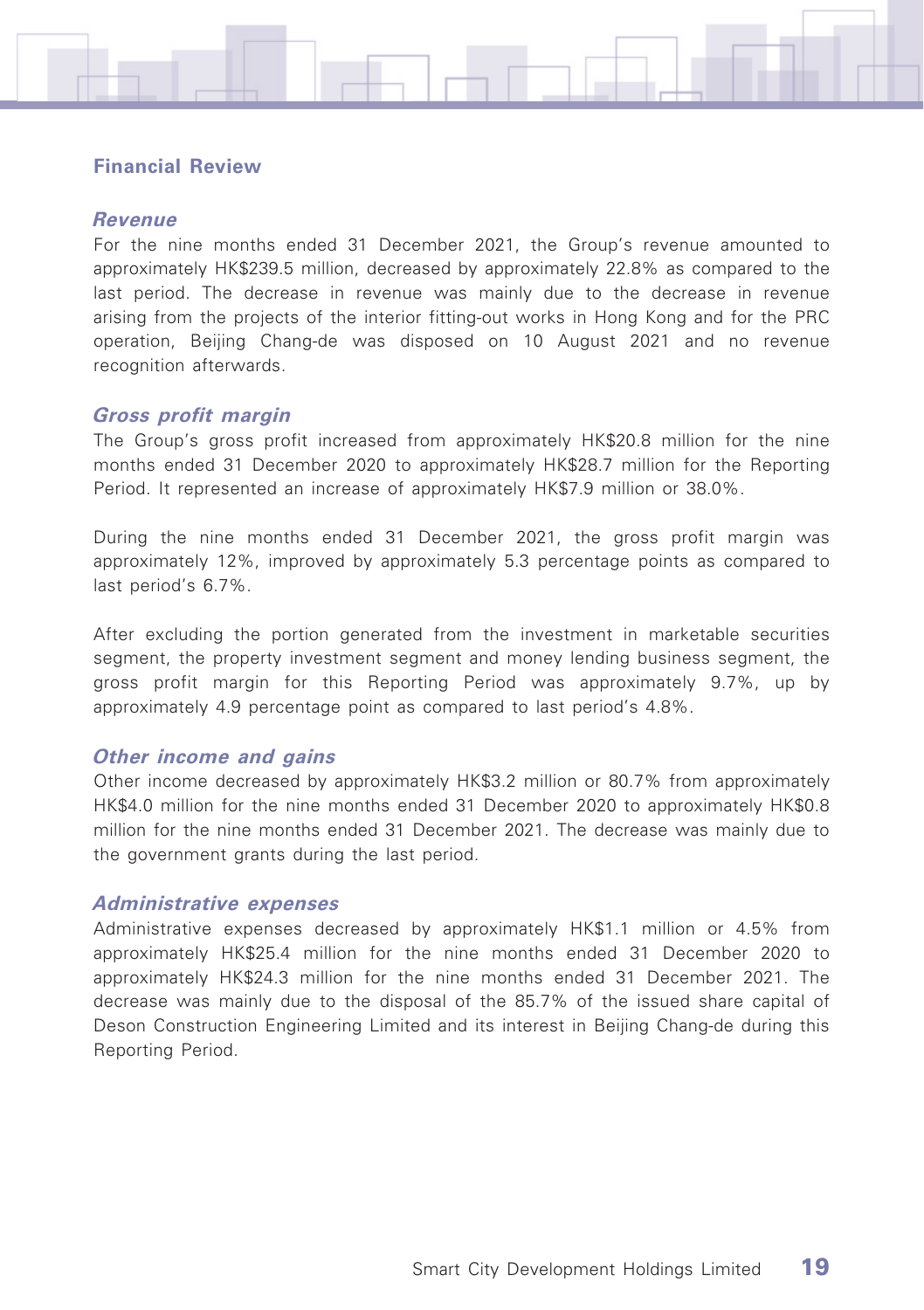## Financial Review

### *Revenue*

For the nine months ended 31 December 2021, the Group's revenue amounted to approximately HK$239.5 million, decreased by approximately 22.8% as compared to the last period. The decrease in revenue was mainly due to the decrease in revenue arising from the projects of the interior fitting-out works in Hong Kong and for the PRC operation, Beijing Chang-de was disposed on 10 August 2021 and no revenue recognition afterwards.

### *Gross profit margin*

The Group's gross profit increased from approximately HK$20.8 million for the nine months ended 31 December 2020 to approximately HK$28.7 million for the Reporting Period. It represented an increase of approximately HK$7.9 million or 38.0%.

During the nine months ended 31 December 2021, the gross profit margin was approximately 12%, improved by approximately 5.3 percentage points as compared to last period's 6.7%.

After excluding the portion generated from the investment in marketable securities segment, the property investment segment and money lending business segment, the gross profit margin for this Reporting Period was approximately 9.7%, up by approximately 4.9 percentage point as compared to last period's 4.8%.

### *Other income and gains*

Other income decreased by approximately HK$3.2 million or 80.7% from approximately HK$4.0 million for the nine months ended 31 December 2020 to approximately HK$0.8 million for the nine months ended 31 December 2021. The decrease was mainly due to the government grants during the last period.

### *Administrative expenses*

Administrative expenses decreased by approximately HK$1.1 million or 4.5% from approximately HK$25.4 million for the nine months ended 31 December 2020 to approximately HK$24.3 million for the nine months ended 31 December 2021. The decrease was mainly due to the disposal of the 85.7% of the issued share capital of Deson Construction Engineering Limited and its interest in Beijing Chang-de during this Reporting Period.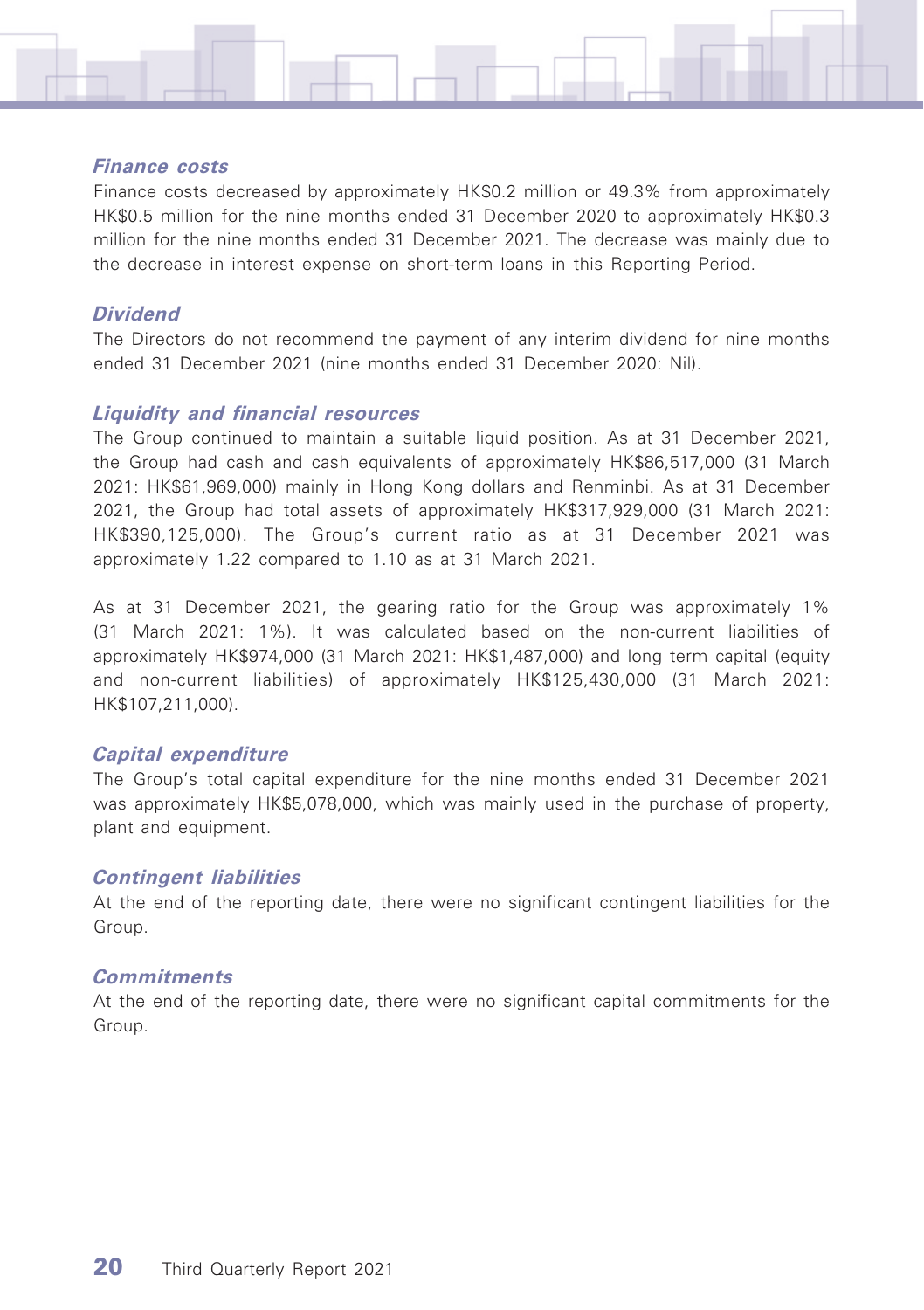### *Finance costs*

Finance costs decreased by approximately HK$0.2 million or 49.3% from approximately HK$0.5 million for the nine months ended 31 December 2020 to approximately HK$0.3 million for the nine months ended 31 December 2021. The decrease was mainly due to the decrease in interest expense on short-term loans in this Reporting Period.

### *Dividend*

The Directors do not recommend the payment of any interim dividend for nine months ended 31 December 2021 (nine months ended 31 December 2020: Nil).

### *Liquidity and financial resources*

The Group continued to maintain a suitable liquid position. As at 31 December 2021, the Group had cash and cash equivalents of approximately HK$86,517,000 (31 March 2021: HK$61,969,000) mainly in Hong Kong dollars and Renminbi. As at 31 December 2021, the Group had total assets of approximately HK$317,929,000 (31 March 2021: HK$390,125,000). The Group's current ratio as at 31 December 2021 was approximately 1.22 compared to 1.10 as at 31 March 2021.

As at 31 December 2021, the gearing ratio for the Group was approximately 1% (31 March 2021: 1%). It was calculated based on the non-current liabilities of approximately HK$974,000 (31 March 2021: HK$1,487,000) and long term capital (equity and non-current liabilities) of approximately HK$125,430,000 (31 March 2021: HK$107,211,000).

### *Capital expenditure*

The Group's total capital expenditure for the nine months ended 31 December 2021 was approximately HK$5,078,000, which was mainly used in the purchase of property, plant and equipment.

### *Contingent liabilities*

At the end of the reporting date, there were no significant contingent liabilities for the Group.

### *Commitments*

At the end of the reporting date, there were no significant capital commitments for the Group.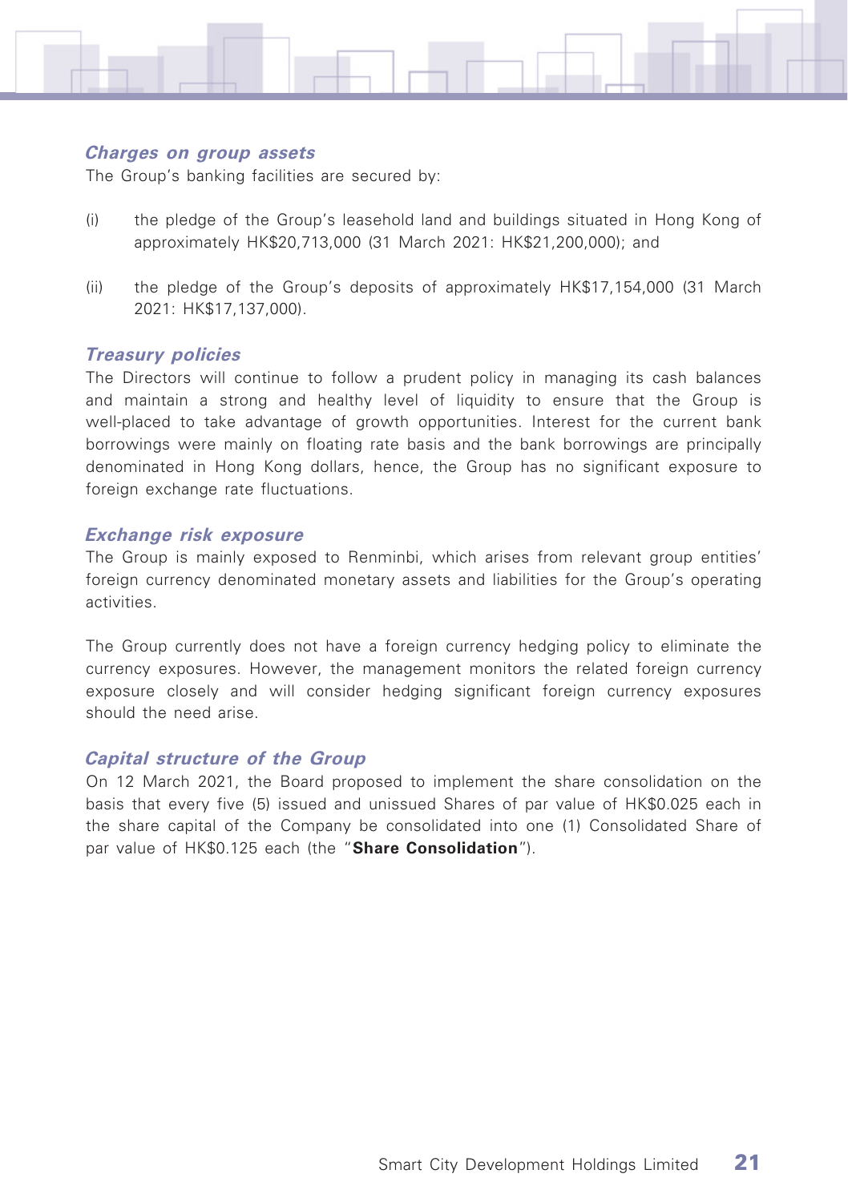### *Charges on group assets*

The Group's banking facilities are secured by:

(i) the pledge of the Group's leasehold land and buildings situated in Hong Kong of approximately HK$20,713,000 (31 March 2021: HK$21,200,000); and

(ii) the pledge of the Group's deposits of approximately HK$17,154,000 (31 March 2021: HK$17,137,000).

### *Treasury policies*

The Directors will continue to follow a prudent policy in managing its cash balances and maintain a strong and healthy level of liquidity to ensure that the Group is well-placed to take advantage of growth opportunities. Interest for the current bank borrowings were mainly on floating rate basis and the bank borrowings are principally denominated in Hong Kong dollars, hence, the Group has no significant exposure to foreign exchange rate fluctuations.

### *Exchange risk exposure*

The Group is mainly exposed to Renminbi, which arises from relevant group entities' foreign currency denominated monetary assets and liabilities for the Group's operating activities.

The Group currently does not have a foreign currency hedging policy to eliminate the currency exposures. However, the management monitors the related foreign currency exposure closely and will consider hedging significant foreign currency exposures should the need arise.

### *Capital structure of the Group*

On 12 March 2021, the Board proposed to implement the share consolidation on the basis that every five (5) issued and unissued Shares of par value of HK$0.025 each in the share capital of the Company be consolidated into one (1) Consolidated Share of par value of HK$0.125 each (the "**Share Consolidation**").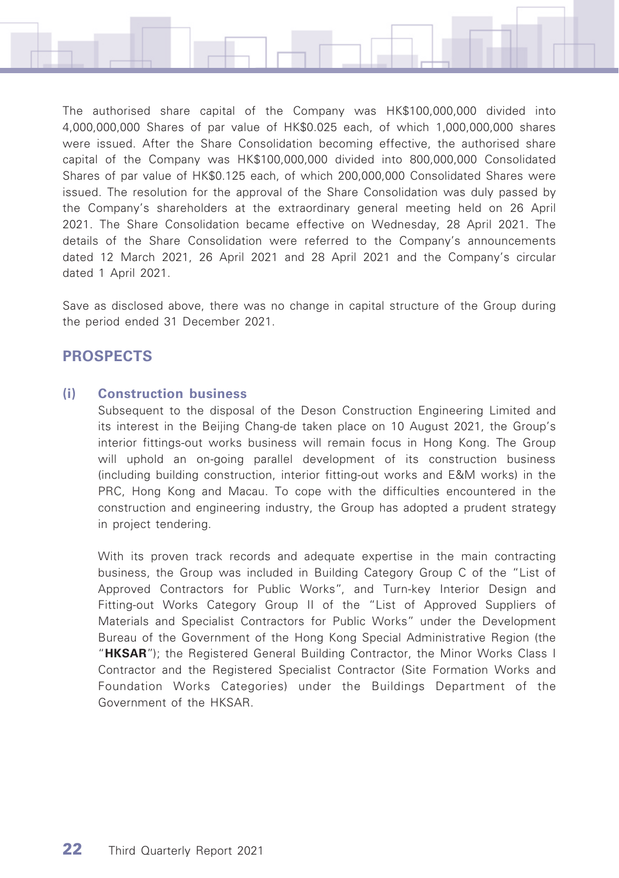The authorised share capital of the Company was HK$100,000,000 divided into 4,000,000,000 Shares of par value of HK$0.025 each, of which 1,000,000,000 shares were issued. After the Share Consolidation becoming effective, the authorised share capital of the Company was HK$100,000,000 divided into 800,000,000 Consolidated Shares of par value of HK$0.125 each, of which 200,000,000 Consolidated Shares were issued. The resolution for the approval of the Share Consolidation was duly passed by the Company's shareholders at the extraordinary general meeting held on 26 April 2021. The Share Consolidation became effective on Wednesday, 28 April 2021. The details of the Share Consolidation were referred to the Company's announcements dated 12 March 2021, 26 April 2021 and 28 April 2021 and the Company's circular dated 1 April 2021.

Save as disclosed above, there was no change in capital structure of the Group during the period ended 31 December 2021.

## PROSPECTS

### (i) Construction business

Subsequent to the disposal of the Deson Construction Engineering Limited and its interest in the Beijing Chang-de taken place on 10 August 2021, the Group's interior fittings-out works business will remain focus in Hong Kong. The Group will uphold an on-going parallel development of its construction business (including building construction, interior fitting-out works and E&M works) in the PRC, Hong Kong and Macau. To cope with the difficulties encountered in the construction and engineering industry, the Group has adopted a prudent strategy in project tendering.

With its proven track records and adequate expertise in the main contracting business, the Group was included in Building Category Group C of the "List of Approved Contractors for Public Works", and Turn-key Interior Design and Fitting-out Works Category Group II of the "List of Approved Suppliers of Materials and Specialist Contractors for Public Works" under the Development Bureau of the Government of the Hong Kong Special Administrative Region (the "**HKSAR**"); the Registered General Building Contractor, the Minor Works Class I Contractor and the Registered Specialist Contractor (Site Formation Works and Foundation Works Categories) under the Buildings Department of the Government of the HKSAR.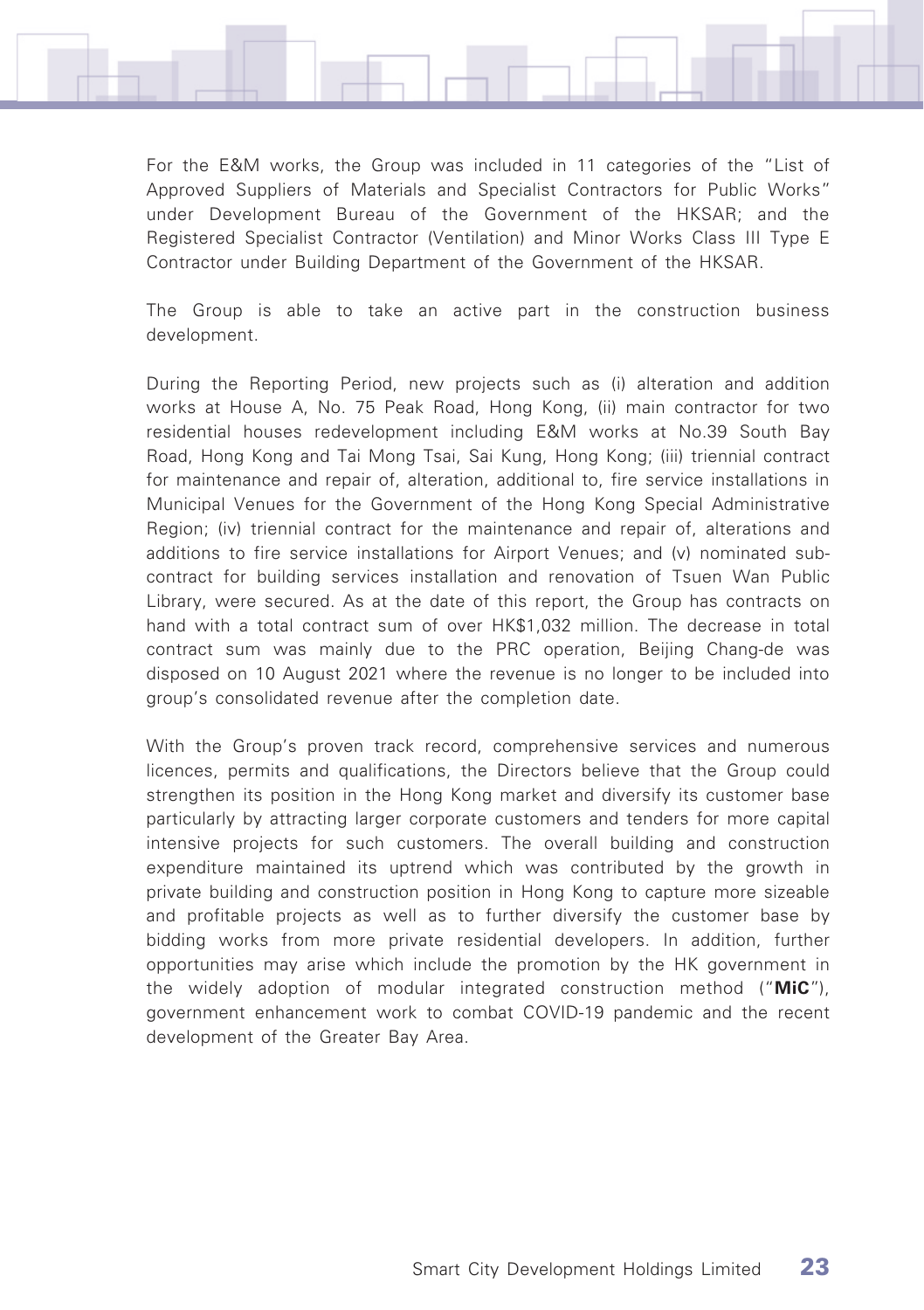For the E&M works, the Group was included in 11 categories of the "List of Approved Suppliers of Materials and Specialist Contractors for Public Works" under Development Bureau of the Government of the HKSAR; and the Registered Specialist Contractor (Ventilation) and Minor Works Class III Type E Contractor under Building Department of the Government of the HKSAR.

The Group is able to take an active part in the construction business development.

During the Reporting Period, new projects such as (i) alteration and addition works at House A, No. 75 Peak Road, Hong Kong, (ii) main contractor for two residential houses redevelopment including E&M works at No.39 South Bay Road, Hong Kong and Tai Mong Tsai, Sai Kung, Hong Kong; (iii) triennial contract for maintenance and repair of, alteration, additional to, fire service installations in Municipal Venues for the Government of the Hong Kong Special Administrative Region; (iv) triennial contract for the maintenance and repair of, alterations and additions to fire service installations for Airport Venues; and (v) nominated sub-contract for building services installation and renovation of Tsuen Wan Public Library, were secured. As at the date of this report, the Group has contracts on hand with a total contract sum of over HK$1,032 million. The decrease in total contract sum was mainly due to the PRC operation, Beijing Chang-de was disposed on 10 August 2021 where the revenue is no longer to be included into group's consolidated revenue after the completion date.

With the Group's proven track record, comprehensive services and numerous licences, permits and qualifications, the Directors believe that the Group could strengthen its position in the Hong Kong market and diversify its customer base particularly by attracting larger corporate customers and tenders for more capital intensive projects for such customers. The overall building and construction expenditure maintained its uptrend which was contributed by the growth in private building and construction position in Hong Kong to capture more sizeable and profitable projects as well as to further diversify the customer base by bidding works from more private residential developers. In addition, further opportunities may arise which include the promotion by the HK government in the widely adoption of modular integrated construction method ("**MiC**"), government enhancement work to combat COVID-19 pandemic and the recent development of the Greater Bay Area.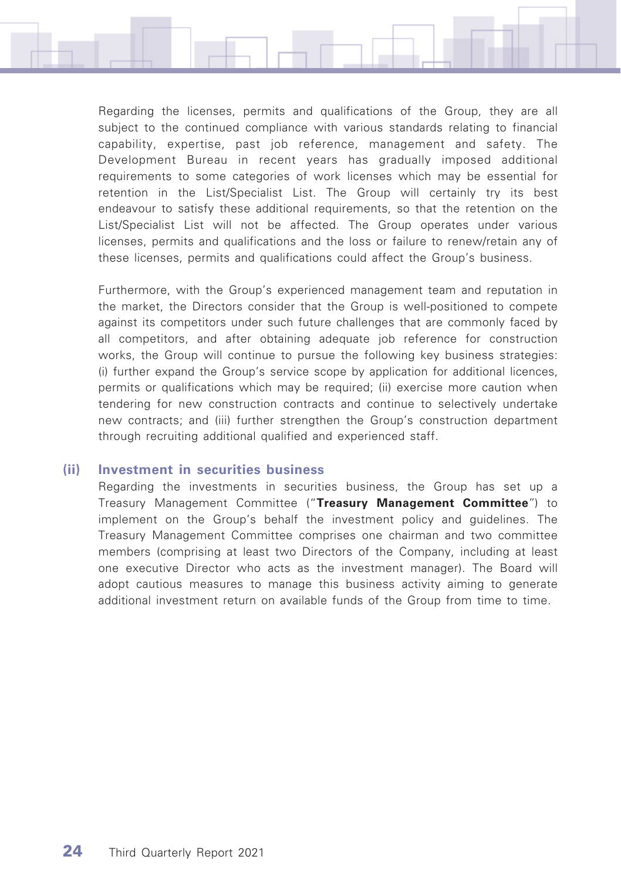Regarding the licenses, permits and qualifications of the Group, they are all subject to the continued compliance with various standards relating to financial capability, expertise, past job reference, management and safety. The Development Bureau in recent years has gradually imposed additional requirements to some categories of work licenses which may be essential for retention in the List/Specialist List. The Group will certainly try its best endeavour to satisfy these additional requirements, so that the retention on the List/Specialist List will not be affected. The Group operates under various licenses, permits and qualifications and the loss or failure to renew/retain any of these licenses, permits and qualifications could affect the Group's business.

Furthermore, with the Group's experienced management team and reputation in the market, the Directors consider that the Group is well-positioned to compete against its competitors under such future challenges that are commonly faced by all competitors, and after obtaining adequate job reference for construction works, the Group will continue to pursue the following key business strategies: (i) further expand the Group's service scope by application for additional licences, permits or qualifications which may be required; (ii) exercise more caution when tendering for new construction contracts and continue to selectively undertake new contracts; and (iii) further strengthen the Group's construction department through recruiting additional qualified and experienced staff.

### (ii) Investment in securities business

Regarding the investments in securities business, the Group has set up a Treasury Management Committee ("**Treasury Management Committee**") to implement on the Group's behalf the investment policy and guidelines. The Treasury Management Committee comprises one chairman and two committee members (comprising at least two Directors of the Company, including at least one executive Director who acts as the investment manager). The Board will adopt cautious measures to manage this business activity aiming to generate additional investment return on available funds of the Group from time to time.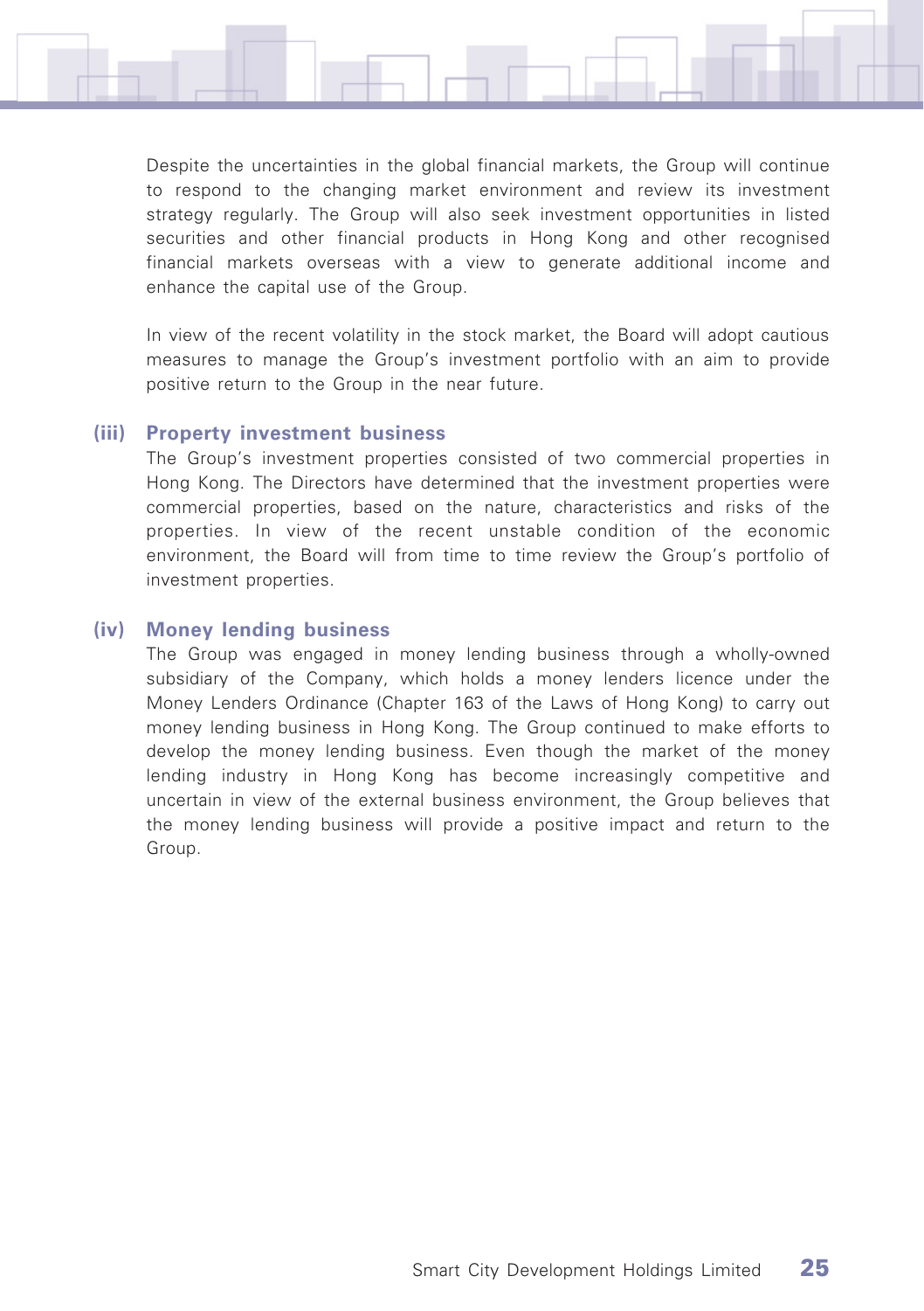Despite the uncertainties in the global financial markets, the Group will continue to respond to the changing market environment and review its investment strategy regularly. The Group will also seek investment opportunities in listed securities and other financial products in Hong Kong and other recognised financial markets overseas with a view to generate additional income and enhance the capital use of the Group.

In view of the recent volatility in the stock market, the Board will adopt cautious measures to manage the Group's investment portfolio with an aim to provide positive return to the Group in the near future.

### (iii) Property investment business

The Group's investment properties consisted of two commercial properties in Hong Kong. The Directors have determined that the investment properties were commercial properties, based on the nature, characteristics and risks of the properties. In view of the recent unstable condition of the economic environment, the Board will from time to time review the Group's portfolio of investment properties.

### (iv) Money lending business

The Group was engaged in money lending business through a wholly-owned subsidiary of the Company, which holds a money lenders licence under the Money Lenders Ordinance (Chapter 163 of the Laws of Hong Kong) to carry out money lending business in Hong Kong. The Group continued to make efforts to develop the money lending business. Even though the market of the money lending industry in Hong Kong has become increasingly competitive and uncertain in view of the external business environment, the Group believes that the money lending business will provide a positive impact and return to the Group.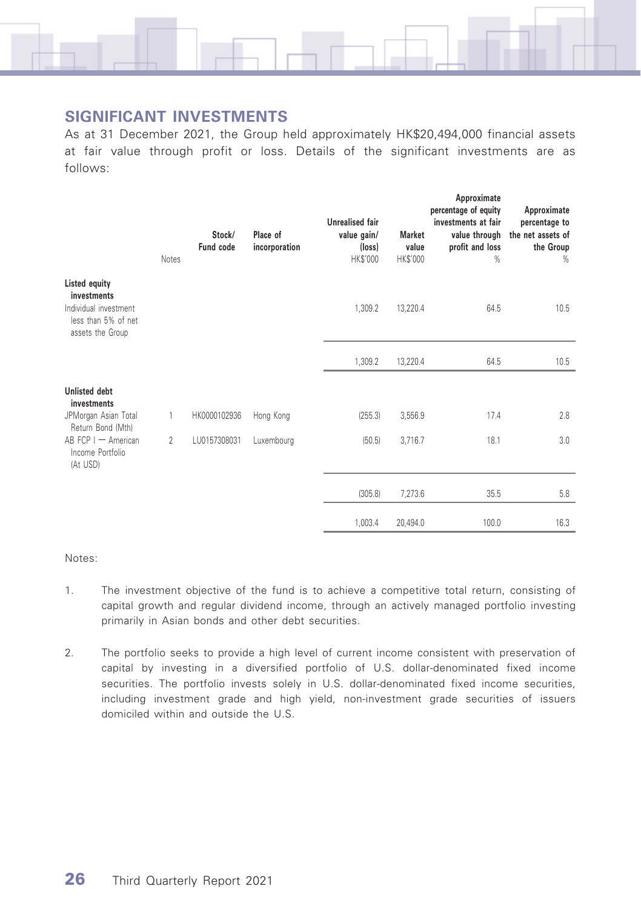## SIGNIFICANT INVESTMENTS

As at 31 December 2021, the Group held approximately HK$20,494,000 financial assets at fair value through profit or loss. Details of the significant investments are as follows:

| | Notes | Stock/ Fund code | Place of incorporation | Unrealised fair value gain/ (loss) HK$'000 | Market value HK$'000 | Approximate percentage of equity investments at fair value through profit and loss % | Approximate percentage to the net assets of the Group % |
|---|---|---|---|---|---|---|---|
| **Listed equity investments** | | | | | | | |
| Individual investment less than 5% of net assets the Group | | | | 1,309.2 | 13,220.4 | 64.5 | 10.5 |
| | | | | 1,309.2 | 13,220.4 | 64.5 | 10.5 |
| **Unlisted debt investments** | | | | | | | |
| JPMorgan Asian Total Return Bond (Mth) | 1 | HK0000102936 | Hong Kong | (255.3) | 3,556.9 | 17.4 | 2.8 |
| AB FCP I — American Income Portfolio (At USD) | 2 | LU0157308031 | Luxembourg | (50.5) | 3,716.7 | 18.1 | 3.0 |
| | | | | (305.8) | 7,273.6 | 35.5 | 5.8 |
| | | | | 1,003.4 | 20,494.0 | 100.0 | 16.3 |

Notes:

1. The investment objective of the fund is to achieve a competitive total return, consisting of capital growth and regular dividend income, through an actively managed portfolio investing primarily in Asian bonds and other debt securities.

2. The portfolio seeks to provide a high level of current income consistent with preservation of capital by investing in a diversified portfolio of U.S. dollar-denominated fixed income securities. The portfolio invests solely in U.S. dollar-denominated fixed income securities, including investment grade and high yield, non-investment grade securities of issuers domiciled within and outside the U.S.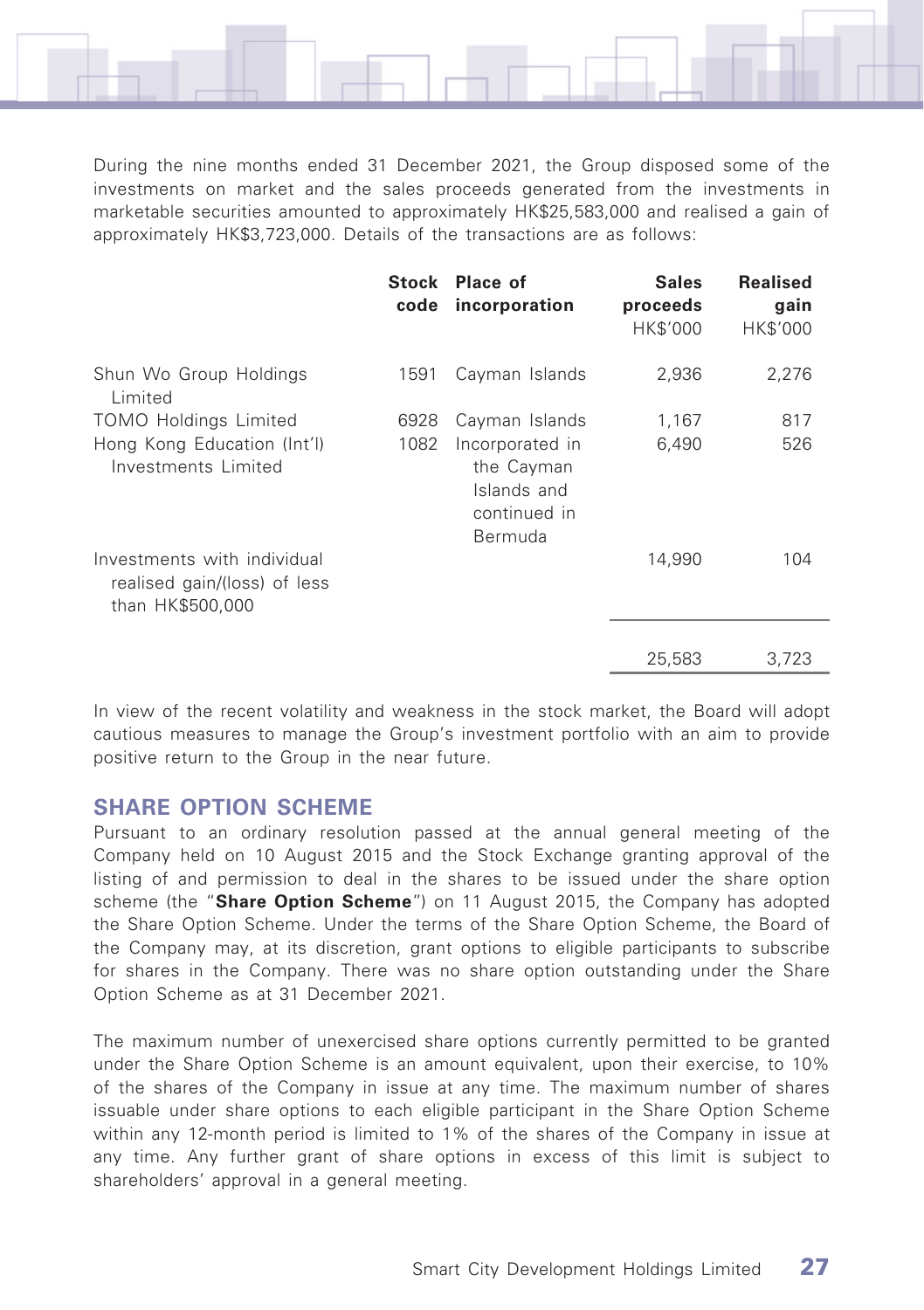During the nine months ended 31 December 2021, the Group disposed some of the investments on market and the sales proceeds generated from the investments in marketable securities amounted to approximately HK$25,583,000 and realised a gain of approximately HK$3,723,000. Details of the transactions are as follows:

| | Stock code | Place of incorporation | Sales proceeds HK$'000 | Realised gain HK$'000 |
|---|---|---|---|---|
| Shun Wo Group Holdings Limited | 1591 | Cayman Islands | 2,936 | 2,276 |
| TOMO Holdings Limited | 6928 | Cayman Islands | 1,167 | 817 |
| Hong Kong Education (Int'l) Investments Limited | 1082 | Incorporated in the Cayman Islands and continued in Bermuda | 6,490 | 526 |
| Investments with individual realised gain/(loss) of less than HK$500,000 | | | 14,990 | 104 |
| | | | 25,583 | 3,723 |

In view of the recent volatility and weakness in the stock market, the Board will adopt cautious measures to manage the Group's investment portfolio with an aim to provide positive return to the Group in the near future.

## SHARE OPTION SCHEME

Pursuant to an ordinary resolution passed at the annual general meeting of the Company held on 10 August 2015 and the Stock Exchange granting approval of the listing of and permission to deal in the shares to be issued under the share option scheme (the "**Share Option Scheme**") on 11 August 2015, the Company has adopted the Share Option Scheme. Under the terms of the Share Option Scheme, the Board of the Company may, at its discretion, grant options to eligible participants to subscribe for shares in the Company. There was no share option outstanding under the Share Option Scheme as at 31 December 2021.

The maximum number of unexercised share options currently permitted to be granted under the Share Option Scheme is an amount equivalent, upon their exercise, to 10% of the shares of the Company in issue at any time. The maximum number of shares issuable under share options to each eligible participant in the Share Option Scheme within any 12-month period is limited to 1% of the shares of the Company in issue at any time. Any further grant of share options in excess of this limit is subject to shareholders' approval in a general meeting.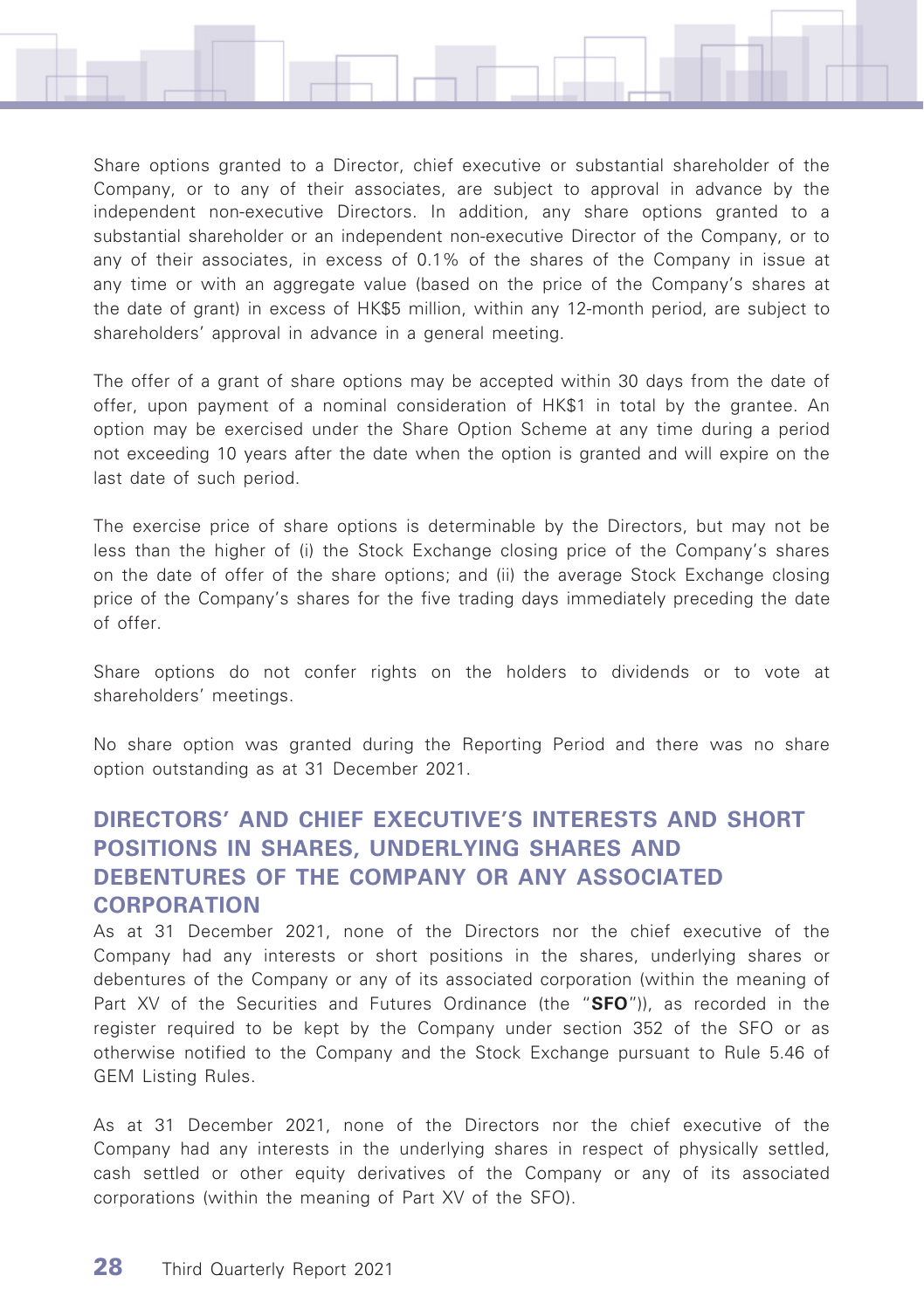Share options granted to a Director, chief executive or substantial shareholder of the Company, or to any of their associates, are subject to approval in advance by the independent non-executive Directors. In addition, any share options granted to a substantial shareholder or an independent non-executive Director of the Company, or to any of their associates, in excess of 0.1% of the shares of the Company in issue at any time or with an aggregate value (based on the price of the Company's shares at the date of grant) in excess of HK$5 million, within any 12-month period, are subject to shareholders' approval in advance in a general meeting.

The offer of a grant of share options may be accepted within 30 days from the date of offer, upon payment of a nominal consideration of HK$1 in total by the grantee. An option may be exercised under the Share Option Scheme at any time during a period not exceeding 10 years after the date when the option is granted and will expire on the last date of such period.

The exercise price of share options is determinable by the Directors, but may not be less than the higher of (i) the Stock Exchange closing price of the Company's shares on the date of offer of the share options; and (ii) the average Stock Exchange closing price of the Company's shares for the five trading days immediately preceding the date of offer.

Share options do not confer rights on the holders to dividends or to vote at shareholders' meetings.

No share option was granted during the Reporting Period and there was no share option outstanding as at 31 December 2021.

## DIRECTORS' AND CHIEF EXECUTIVE'S INTERESTS AND SHORT POSITIONS IN SHARES, UNDERLYING SHARES AND DEBENTURES OF THE COMPANY OR ANY ASSOCIATED CORPORATION

As at 31 December 2021, none of the Directors nor the chief executive of the Company had any interests or short positions in the shares, underlying shares or debentures of the Company or any of its associated corporation (within the meaning of Part XV of the Securities and Futures Ordinance (the "**SFO**")), as recorded in the register required to be kept by the Company under section 352 of the SFO or as otherwise notified to the Company and the Stock Exchange pursuant to Rule 5.46 of GEM Listing Rules.

As at 31 December 2021, none of the Directors nor the chief executive of the Company had any interests in the underlying shares in respect of physically settled, cash settled or other equity derivatives of the Company or any of its associated corporations (within the meaning of Part XV of the SFO).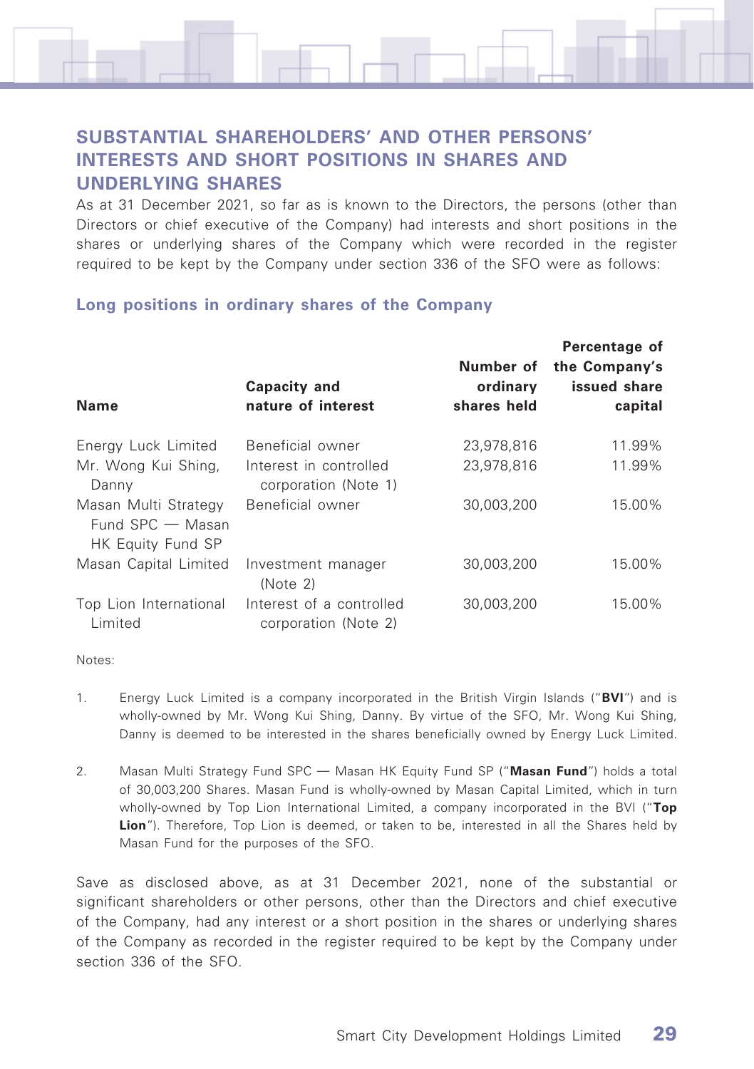## SUBSTANTIAL SHAREHOLDERS' AND OTHER PERSONS' INTERESTS AND SHORT POSITIONS IN SHARES AND UNDERLYING SHARES

As at 31 December 2021, so far as is known to the Directors, the persons (other than Directors or chief executive of the Company) had interests and short positions in the shares or underlying shares of the Company which were recorded in the register required to be kept by the Company under section 336 of the SFO were as follows:

### Long positions in ordinary shares of the Company

| Name | Capacity and nature of interest | Number of ordinary shares held | Percentage of the Company's issued share capital |
|---|---|---|---|
| Energy Luck Limited | Beneficial owner | 23,978,816 | 11.99% |
| Mr. Wong Kui Shing, Danny | Interest in controlled corporation (Note 1) | 23,978,816 | 11.99% |
| Masan Multi Strategy Fund SPC — Masan HK Equity Fund SP | Beneficial owner | 30,003,200 | 15.00% |
| Masan Capital Limited | Investment manager (Note 2) | 30,003,200 | 15.00% |
| Top Lion International Limited | Interest of a controlled corporation (Note 2) | 30,003,200 | 15.00% |

Notes:

1. Energy Luck Limited is a company incorporated in the British Virgin Islands ("**BVI**") and is wholly-owned by Mr. Wong Kui Shing, Danny. By virtue of the SFO, Mr. Wong Kui Shing, Danny is deemed to be interested in the shares beneficially owned by Energy Luck Limited.

2. Masan Multi Strategy Fund SPC — Masan HK Equity Fund SP ("**Masan Fund**") holds a total of 30,003,200 Shares. Masan Fund is wholly-owned by Masan Capital Limited, which in turn wholly-owned by Top Lion International Limited, a company incorporated in the BVI ("**Top Lion**"). Therefore, Top Lion is deemed, or taken to be, interested in all the Shares held by Masan Fund for the purposes of the SFO.

Save as disclosed above, as at 31 December 2021, none of the substantial or significant shareholders or other persons, other than the Directors and chief executive of the Company, had any interest or a short position in the shares or underlying shares of the Company as recorded in the register required to be kept by the Company under section 336 of the SFO.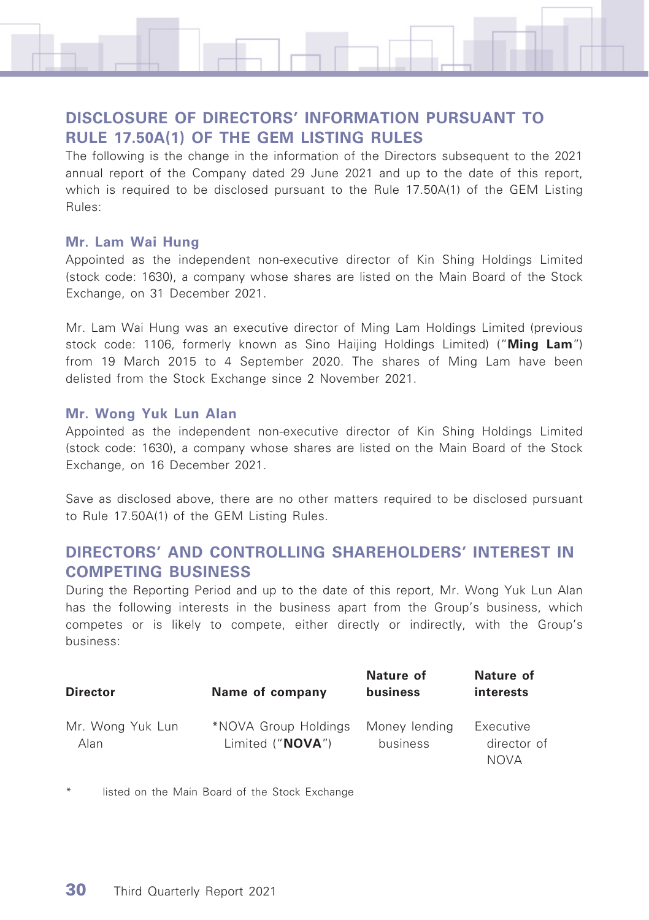## DISCLOSURE OF DIRECTORS' INFORMATION PURSUANT TO RULE 17.50A(1) OF THE GEM LISTING RULES

The following is the change in the information of the Directors subsequent to the 2021 annual report of the Company dated 29 June 2021 and up to the date of this report, which is required to be disclosed pursuant to the Rule 17.50A(1) of the GEM Listing Rules:

### Mr. Lam Wai Hung

Appointed as the independent non-executive director of Kin Shing Holdings Limited (stock code: 1630), a company whose shares are listed on the Main Board of the Stock Exchange, on 31 December 2021.

Mr. Lam Wai Hung was an executive director of Ming Lam Holdings Limited (previous stock code: 1106, formerly known as Sino Haijing Holdings Limited) ("**Ming Lam**") from 19 March 2015 to 4 September 2020. The shares of Ming Lam have been delisted from the Stock Exchange since 2 November 2021.

### Mr. Wong Yuk Lun Alan

Appointed as the independent non-executive director of Kin Shing Holdings Limited (stock code: 1630), a company whose shares are listed on the Main Board of the Stock Exchange, on 16 December 2021.

Save as disclosed above, there are no other matters required to be disclosed pursuant to Rule 17.50A(1) of the GEM Listing Rules.

## DIRECTORS' AND CONTROLLING SHAREHOLDERS' INTEREST IN COMPETING BUSINESS

During the Reporting Period and up to the date of this report, Mr. Wong Yuk Lun Alan has the following interests in the business apart from the Group's business, which competes or is likely to compete, either directly or indirectly, with the Group's business:

| Director | Name of company | Nature of business | Nature of interests |
|---|---|---|---|
| Mr. Wong Yuk Lun Alan | *NOVA Group Holdings Limited ("**NOVA**") | Money lending business | Executive director of NOVA |

* listed on the Main Board of the Stock Exchange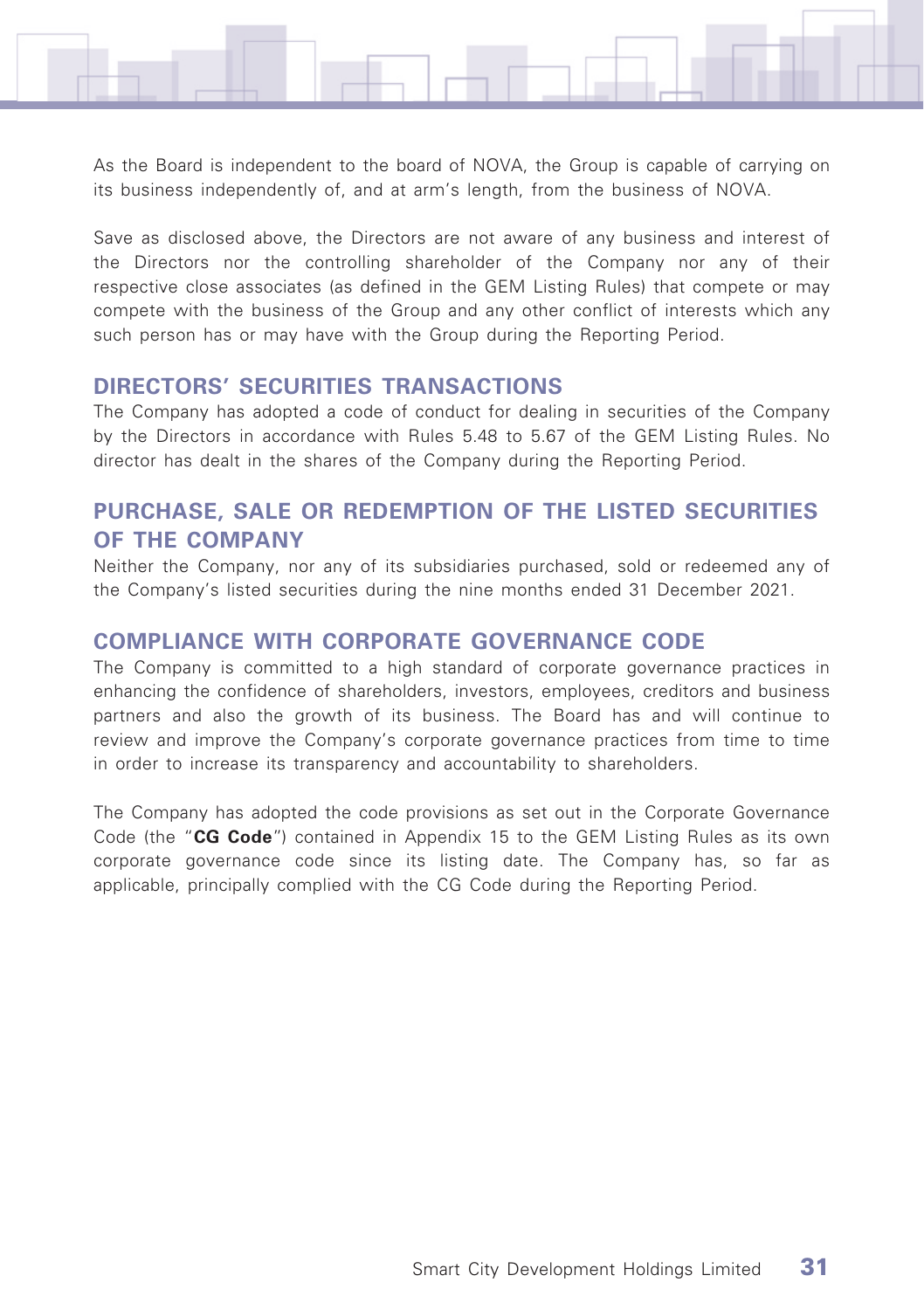As the Board is independent to the board of NOVA, the Group is capable of carrying on its business independently of, and at arm's length, from the business of NOVA.

Save as disclosed above, the Directors are not aware of any business and interest of the Directors nor the controlling shareholder of the Company nor any of their respective close associates (as defined in the GEM Listing Rules) that compete or may compete with the business of the Group and any other conflict of interests which any such person has or may have with the Group during the Reporting Period.

## DIRECTORS' SECURITIES TRANSACTIONS

The Company has adopted a code of conduct for dealing in securities of the Company by the Directors in accordance with Rules 5.48 to 5.67 of the GEM Listing Rules. No director has dealt in the shares of the Company during the Reporting Period.

## PURCHASE, SALE OR REDEMPTION OF THE LISTED SECURITIES OF THE COMPANY

Neither the Company, nor any of its subsidiaries purchased, sold or redeemed any of the Company's listed securities during the nine months ended 31 December 2021.

## COMPLIANCE WITH CORPORATE GOVERNANCE CODE

The Company is committed to a high standard of corporate governance practices in enhancing the confidence of shareholders, investors, employees, creditors and business partners and also the growth of its business. The Board has and will continue to review and improve the Company's corporate governance practices from time to time in order to increase its transparency and accountability to shareholders.

The Company has adopted the code provisions as set out in the Corporate Governance Code (the "**CG Code**") contained in Appendix 15 to the GEM Listing Rules as its own corporate governance code since its listing date. The Company has, so far as applicable, principally complied with the CG Code during the Reporting Period.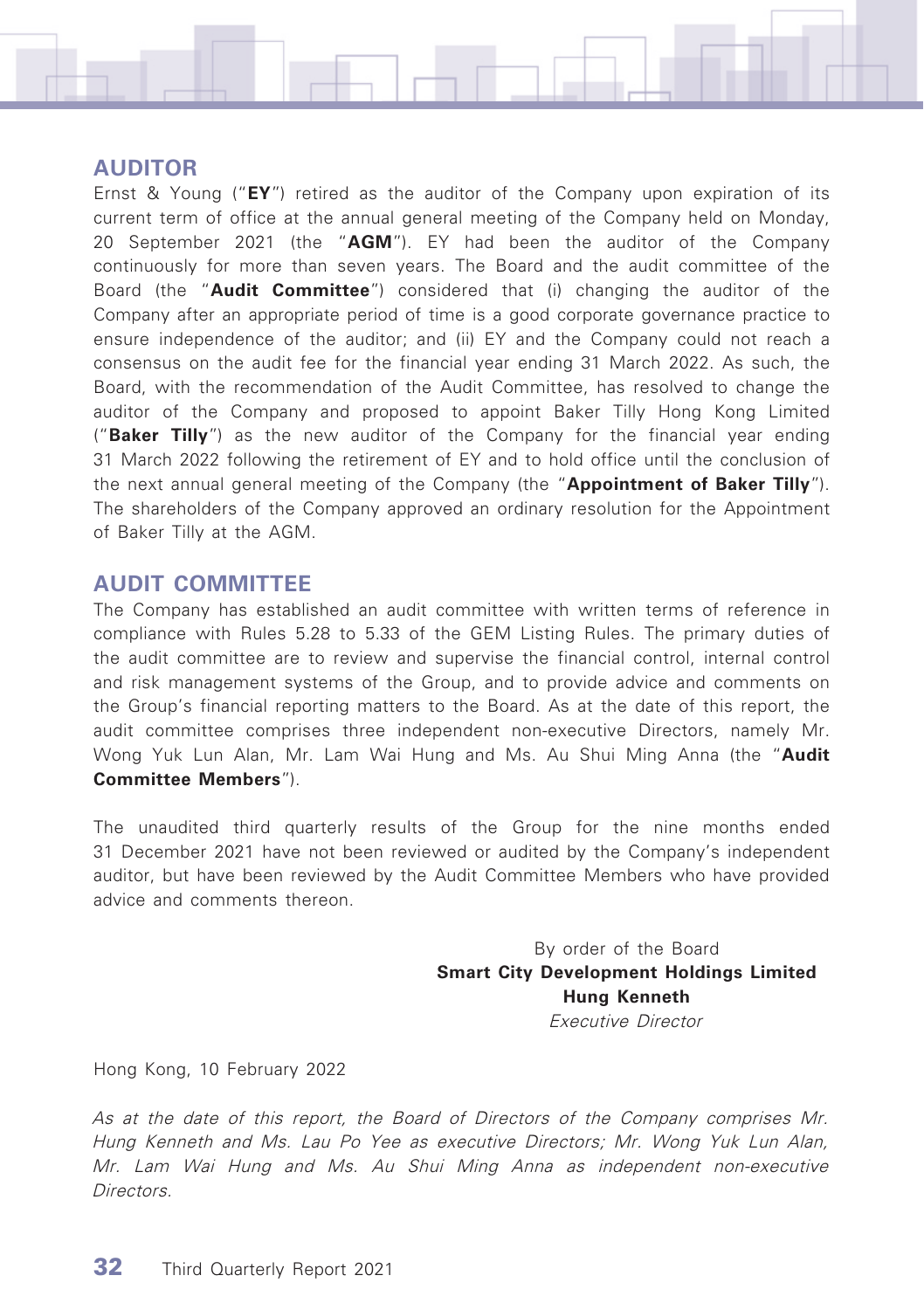## AUDITOR

Ernst & Young ("**EY**") retired as the auditor of the Company upon expiration of its current term of office at the annual general meeting of the Company held on Monday, 20 September 2021 (the "**AGM**"). EY had been the auditor of the Company continuously for more than seven years. The Board and the audit committee of the Board (the "**Audit Committee**") considered that (i) changing the auditor of the Company after an appropriate period of time is a good corporate governance practice to ensure independence of the auditor; and (ii) EY and the Company could not reach a consensus on the audit fee for the financial year ending 31 March 2022. As such, the Board, with the recommendation of the Audit Committee, has resolved to change the auditor of the Company and proposed to appoint Baker Tilly Hong Kong Limited ("**Baker Tilly**") as the new auditor of the Company for the financial year ending 31 March 2022 following the retirement of EY and to hold office until the conclusion of the next annual general meeting of the Company (the "**Appointment of Baker Tilly**"). The shareholders of the Company approved an ordinary resolution for the Appointment of Baker Tilly at the AGM.

## AUDIT COMMITTEE

The Company has established an audit committee with written terms of reference in compliance with Rules 5.28 to 5.33 of the GEM Listing Rules. The primary duties of the audit committee are to review and supervise the financial control, internal control and risk management systems of the Group, and to provide advice and comments on the Group's financial reporting matters to the Board. As at the date of this report, the audit committee comprises three independent non-executive Directors, namely Mr. Wong Yuk Lun Alan, Mr. Lam Wai Hung and Ms. Au Shui Ming Anna (the "**Audit Committee Members**").

The unaudited third quarterly results of the Group for the nine months ended 31 December 2021 have not been reviewed or audited by the Company's independent auditor, but have been reviewed by the Audit Committee Members who have provided advice and comments thereon.

By order of the Board
**Smart City Development Holdings Limited**
**Hung Kenneth**
*Executive Director*

Hong Kong, 10 February 2022

*As at the date of this report, the Board of Directors of the Company comprises Mr. Hung Kenneth and Ms. Lau Po Yee as executive Directors; Mr. Wong Yuk Lun Alan, Mr. Lam Wai Hung and Ms. Au Shui Ming Anna as independent non-executive Directors.*